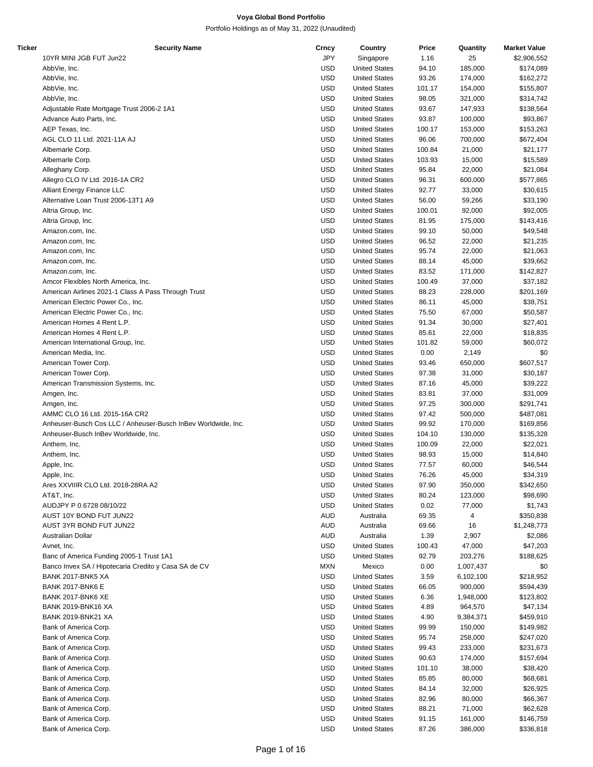# Voya Global Bond Portfolio

Portfolio Holdings as of May 31, 2022 (Unaudited)

| Ticker | Security Name | Crncy | Country | Price | Quantity | Market Value |
|---|---|---|---|---|---|---|
| | 10YR MINI JGB FUT Jun22 | JPY | Singapore | 1.16 | 25 | $2,906,552 |
| | AbbVie, Inc. | USD | United States | 94.10 | 185,000 | $174,089 |
| | AbbVie, Inc. | USD | United States | 93.26 | 174,000 | $162,272 |
| | AbbVie, Inc. | USD | United States | 101.17 | 154,000 | $155,807 |
| | AbbVie, Inc. | USD | United States | 98.05 | 321,000 | $314,742 |
| | Adjustable Rate Mortgage Trust 2006-2 1A1 | USD | United States | 93.67 | 147,933 | $138,564 |
| | Advance Auto Parts, Inc. | USD | United States | 93.87 | 100,000 | $93,867 |
| | AEP Texas, Inc. | USD | United States | 100.17 | 153,000 | $153,263 |
| | AGL CLO 11 Ltd. 2021-11A AJ | USD | United States | 96.06 | 700,000 | $672,404 |
| | Albemarle Corp. | USD | United States | 100.84 | 21,000 | $21,177 |
| | Albemarle Corp. | USD | United States | 103.93 | 15,000 | $15,589 |
| | Alleghany Corp. | USD | United States | 95.84 | 22,000 | $21,084 |
| | Allegro CLO IV Ltd. 2016-1A CR2 | USD | United States | 96.31 | 600,000 | $577,865 |
| | Alliant Energy Finance LLC | USD | United States | 92.77 | 33,000 | $30,615 |
| | Alternative Loan Trust 2006-13T1 A9 | USD | United States | 56.00 | 59,266 | $33,190 |
| | Altria Group, Inc. | USD | United States | 100.01 | 92,000 | $92,005 |
| | Altria Group, Inc. | USD | United States | 81.95 | 175,000 | $143,416 |
| | Amazon.com, Inc. | USD | United States | 99.10 | 50,000 | $49,548 |
| | Amazon.com, Inc. | USD | United States | 96.52 | 22,000 | $21,235 |
| | Amazon.com, Inc. | USD | United States | 95.74 | 22,000 | $21,063 |
| | Amazon.com, Inc. | USD | United States | 88.14 | 45,000 | $39,662 |
| | Amazon.com, Inc. | USD | United States | 83.52 | 171,000 | $142,827 |
| | Amcor Flexibles North America, Inc. | USD | United States | 100.49 | 37,000 | $37,182 |
| | American Airlines 2021-1 Class A Pass Through Trust | USD | United States | 88.23 | 228,000 | $201,169 |
| | American Electric Power Co., Inc. | USD | United States | 86.11 | 45,000 | $38,751 |
| | American Electric Power Co., Inc. | USD | United States | 75.50 | 67,000 | $50,587 |
| | American Homes 4 Rent L.P. | USD | United States | 91.34 | 30,000 | $27,401 |
| | American Homes 4 Rent L.P. | USD | United States | 85.61 | 22,000 | $18,835 |
| | American International Group, Inc. | USD | United States | 101.82 | 59,000 | $60,072 |
| | American Media, Inc. | USD | United States | 0.00 | 2,149 | $0 |
| | American Tower Corp. | USD | United States | 93.46 | 650,000 | $607,517 |
| | American Tower Corp. | USD | United States | 97.38 | 31,000 | $30,187 |
| | American Transmission Systems, Inc. | USD | United States | 87.16 | 45,000 | $39,222 |
| | Amgen, Inc. | USD | United States | 83.81 | 37,000 | $31,009 |
| | Amgen, Inc. | USD | United States | 97.25 | 300,000 | $291,741 |
| | AMMC CLO 16 Ltd. 2015-16A CR2 | USD | United States | 97.42 | 500,000 | $487,081 |
| | Anheuser-Busch Cos LLC / Anheuser-Busch InBev Worldwide, Inc. | USD | United States | 99.92 | 170,000 | $169,856 |
| | Anheuser-Busch InBev Worldwide, Inc. | USD | United States | 104.10 | 130,000 | $135,328 |
| | Anthem, Inc. | USD | United States | 100.09 | 22,000 | $22,021 |
| | Anthem, Inc. | USD | United States | 98.93 | 15,000 | $14,840 |
| | Apple, Inc. | USD | United States | 77.57 | 60,000 | $46,544 |
| | Apple, Inc. | USD | United States | 76.26 | 45,000 | $34,319 |
| | Ares XXVIIIR CLO Ltd. 2018-28RA A2 | USD | United States | 97.90 | 350,000 | $342,650 |
| | AT&T, Inc. | USD | United States | 80.24 | 123,000 | $98,690 |
| | AUDJPY P 0.6728 08/10/22 | USD | United States | 0.02 | 77,000 | $1,743 |
| | AUST 10Y BOND FUT JUN22 | AUD | Australia | 69.35 | 4 | $350,838 |
| | AUST 3YR BOND FUT JUN22 | AUD | Australia | 69.66 | 16 | $1,248,773 |
| | Australian Dollar | AUD | Australia | 1.39 | 2,907 | $2,086 |
| | Avnet, Inc. | USD | United States | 100.43 | 47,000 | $47,203 |
| | Banc of America Funding 2005-1 Trust 1A1 | USD | United States | 92.79 | 203,276 | $188,625 |
| | Banco Invex SA / Hipotecaria Credito y Casa SA de CV | MXN | Mexico | 0.00 | 1,007,437 | $0 |
| | BANK 2017-BNK5 XA | USD | United States | 3.59 | 6,102,100 | $218,952 |
| | BANK 2017-BNK6 E | USD | United States | 66.05 | 900,000 | $594,439 |
| | BANK 2017-BNK6 XE | USD | United States | 6.36 | 1,948,000 | $123,802 |
| | BANK 2019-BNK16 XA | USD | United States | 4.89 | 964,570 | $47,134 |
| | BANK 2019-BNK21 XA | USD | United States | 4.90 | 9,384,371 | $459,910 |
| | Bank of America Corp. | USD | United States | 99.99 | 150,000 | $149,982 |
| | Bank of America Corp. | USD | United States | 95.74 | 258,000 | $247,020 |
| | Bank of America Corp. | USD | United States | 99.43 | 233,000 | $231,673 |
| | Bank of America Corp. | USD | United States | 90.63 | 174,000 | $157,694 |
| | Bank of America Corp. | USD | United States | 101.10 | 38,000 | $38,420 |
| | Bank of America Corp. | USD | United States | 85.85 | 80,000 | $68,681 |
| | Bank of America Corp. | USD | United States | 84.14 | 32,000 | $26,925 |
| | Bank of America Corp. | USD | United States | 82.96 | 80,000 | $66,367 |
| | Bank of America Corp. | USD | United States | 88.21 | 71,000 | $62,628 |
| | Bank of America Corp. | USD | United States | 91.15 | 161,000 | $146,759 |
| | Bank of America Corp. | USD | United States | 87.26 | 386,000 | $336,818 |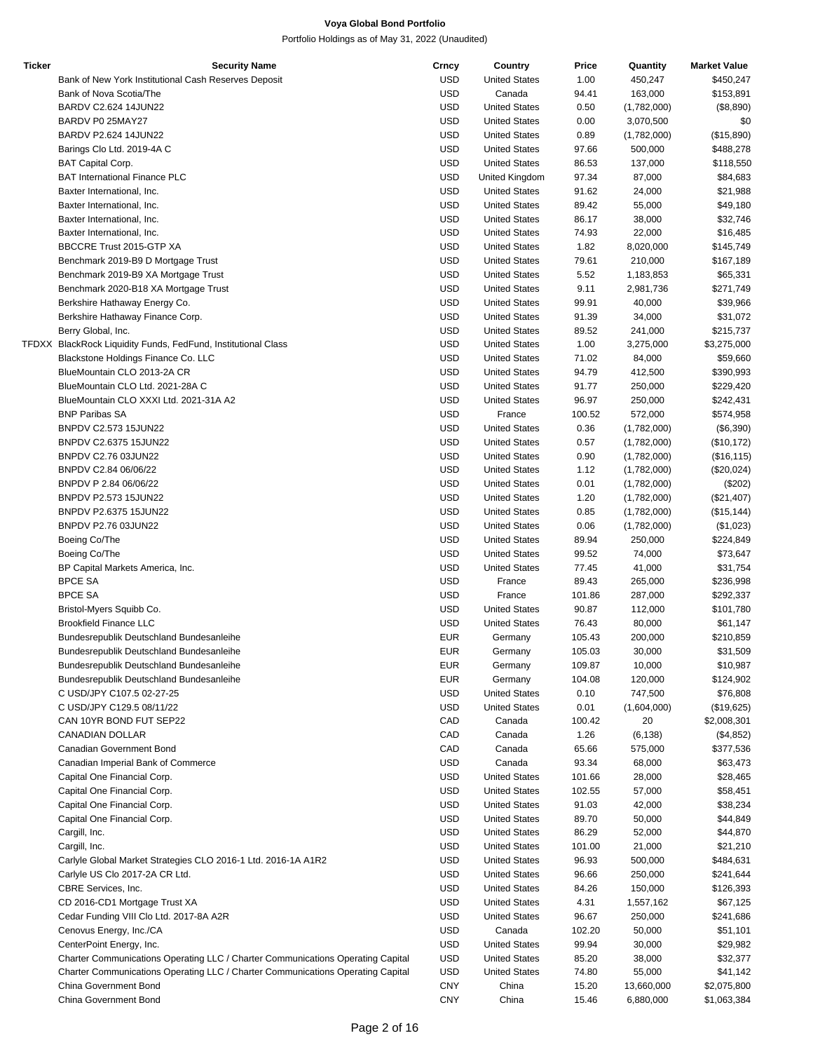# Voya Global Bond Portfolio

Portfolio Holdings as of May 31, 2022 (Unaudited)

| Ticker | Security Name | Crncy | Country | Price | Quantity | Market Value |
|---|---|---|---|---|---|---|
| | Bank of New York Institutional Cash Reserves Deposit | USD | United States | 1.00 | 450,247 | $450,247 |
| | Bank of Nova Scotia/The | USD | Canada | 94.41 | 163,000 | $153,891 |
| | BARDV C2.624 14JUN22 | USD | United States | 0.50 | (1,782,000) | ($8,890) |
| | BARDV P0 25MAY27 | USD | United States | 0.00 | 3,070,500 | $0 |
| | BARDV P2.624 14JUN22 | USD | United States | 0.89 | (1,782,000) | ($15,890) |
| | Barings Clo Ltd. 2019-4A C | USD | United States | 97.66 | 500,000 | $488,278 |
| | BAT Capital Corp. | USD | United States | 86.53 | 137,000 | $118,550 |
| | BAT International Finance PLC | USD | United Kingdom | 97.34 | 87,000 | $84,683 |
| | Baxter International, Inc. | USD | United States | 91.62 | 24,000 | $21,988 |
| | Baxter International, Inc. | USD | United States | 89.42 | 55,000 | $49,180 |
| | Baxter International, Inc. | USD | United States | 86.17 | 38,000 | $32,746 |
| | Baxter International, Inc. | USD | United States | 74.93 | 22,000 | $16,485 |
| | BBCCRE Trust 2015-GTP XA | USD | United States | 1.82 | 8,020,000 | $145,749 |
| | Benchmark 2019-B9 D Mortgage Trust | USD | United States | 79.61 | 210,000 | $167,189 |
| | Benchmark 2019-B9 XA Mortgage Trust | USD | United States | 5.52 | 1,183,853 | $65,331 |
| | Benchmark 2020-B18 XA Mortgage Trust | USD | United States | 9.11 | 2,981,736 | $271,749 |
| | Berkshire Hathaway Energy Co. | USD | United States | 99.91 | 40,000 | $39,966 |
| | Berkshire Hathaway Finance Corp. | USD | United States | 91.39 | 34,000 | $31,072 |
| | Berry Global, Inc. | USD | United States | 89.52 | 241,000 | $215,737 |
| TFDXX | BlackRock Liquidity Funds, FedFund, Institutional Class | USD | United States | 1.00 | 3,275,000 | $3,275,000 |
| | Blackstone Holdings Finance Co. LLC | USD | United States | 71.02 | 84,000 | $59,660 |
| | BlueMountain CLO 2013-2A CR | USD | United States | 94.79 | 412,500 | $390,993 |
| | BlueMountain CLO Ltd. 2021-28A C | USD | United States | 91.77 | 250,000 | $229,420 |
| | BlueMountain CLO XXXI Ltd. 2021-31A A2 | USD | United States | 96.97 | 250,000 | $242,431 |
| | BNP Paribas SA | USD | France | 100.52 | 572,000 | $574,958 |
| | BNPDV C2.573 15JUN22 | USD | United States | 0.36 | (1,782,000) | ($6,390) |
| | BNPDV C2.6375 15JUN22 | USD | United States | 0.57 | (1,782,000) | ($10,172) |
| | BNPDV C2.76 03JUN22 | USD | United States | 0.90 | (1,782,000) | ($16,115) |
| | BNPDV C2.84 06/06/22 | USD | United States | 1.12 | (1,782,000) | ($20,024) |
| | BNPDV P 2.84 06/06/22 | USD | United States | 0.01 | (1,782,000) | ($202) |
| | BNPDV P2.573 15JUN22 | USD | United States | 1.20 | (1,782,000) | ($21,407) |
| | BNPDV P2.6375 15JUN22 | USD | United States | 0.85 | (1,782,000) | ($15,144) |
| | BNPDV P2.76 03JUN22 | USD | United States | 0.06 | (1,782,000) | ($1,023) |
| | Boeing Co/The | USD | United States | 89.94 | 250,000 | $224,849 |
| | Boeing Co/The | USD | United States | 99.52 | 74,000 | $73,647 |
| | BP Capital Markets America, Inc. | USD | United States | 77.45 | 41,000 | $31,754 |
| | BPCE SA | USD | France | 89.43 | 265,000 | $236,998 |
| | BPCE SA | USD | France | 101.86 | 287,000 | $292,337 |
| | Bristol-Myers Squibb Co. | USD | United States | 90.87 | 112,000 | $101,780 |
| | Brookfield Finance LLC | USD | United States | 76.43 | 80,000 | $61,147 |
| | Bundesrepublik Deutschland Bundesanleihe | EUR | Germany | 105.43 | 200,000 | $210,859 |
| | Bundesrepublik Deutschland Bundesanleihe | EUR | Germany | 105.03 | 30,000 | $31,509 |
| | Bundesrepublik Deutschland Bundesanleihe | EUR | Germany | 109.87 | 10,000 | $10,987 |
| | Bundesrepublik Deutschland Bundesanleihe | EUR | Germany | 104.08 | 120,000 | $124,902 |
| | C USD/JPY C107.5 02-27-25 | USD | United States | 0.10 | 747,500 | $76,800 |
| | C USD/JPY C129.5 08/11/22 | USD | United States | 0.01 | (1,604,000) | ($19,625) |
| | CAN 10YR BOND FUT SEP22 | CAD | Canada | 100.42 | 20 | $2,008,301 |
| | CANADIAN DOLLAR | CAD | Canada | 1.26 | (6,138) | ($4,852) |
| | Canadian Government Bond | CAD | Canada | 65.66 | 575,000 | $377,536 |
| | Canadian Imperial Bank of Commerce | USD | Canada | 93.34 | 68,000 | $63,473 |
| | Capital One Financial Corp. | USD | United States | 101.66 | 28,000 | $28,465 |
| | Capital One Financial Corp. | USD | United States | 102.55 | 57,000 | $58,451 |
| | Capital One Financial Corp. | USD | United States | 91.03 | 42,000 | $38,234 |
| | Capital One Financial Corp. | USD | United States | 89.70 | 50,000 | $44,849 |
| | Cargill, Inc. | USD | United States | 86.29 | 52,000 | $44,870 |
| | Cargill, Inc. | USD | United States | 101.00 | 21,000 | $21,210 |
| | Carlyle Global Market Strategies CLO 2016-1 Ltd. 2016-1A A1R2 | USD | United States | 96.93 | 500,000 | $484,631 |
| | Carlyle US Clo 2017-2A CR Ltd. | USD | United States | 96.66 | 250,000 | $241,644 |
| | CBRE Services, Inc. | USD | United States | 84.26 | 150,000 | $126,393 |
| | CD 2016-CD1 Mortgage Trust XA | USD | United States | 4.31 | 1,557,162 | $67,125 |
| | Cedar Funding VIII Clo Ltd. 2017-8A A2R | USD | United States | 96.67 | 250,000 | $241,686 |
| | Cenovus Energy, Inc./CA | USD | Canada | 102.20 | 50,000 | $51,101 |
| | CenterPoint Energy, Inc. | USD | United States | 99.94 | 30,000 | $29,982 |
| | Charter Communications Operating LLC / Charter Communications Operating Capital | USD | United States | 85.20 | 38,000 | $32,377 |
| | Charter Communications Operating LLC / Charter Communications Operating Capital | USD | United States | 74.80 | 55,000 | $41,142 |
| | China Government Bond | CNY | China | 15.20 | 13,660,000 | $2,075,800 |
| | China Government Bond | CNY | China | 15.46 | 6,880,000 | $1,063,384 |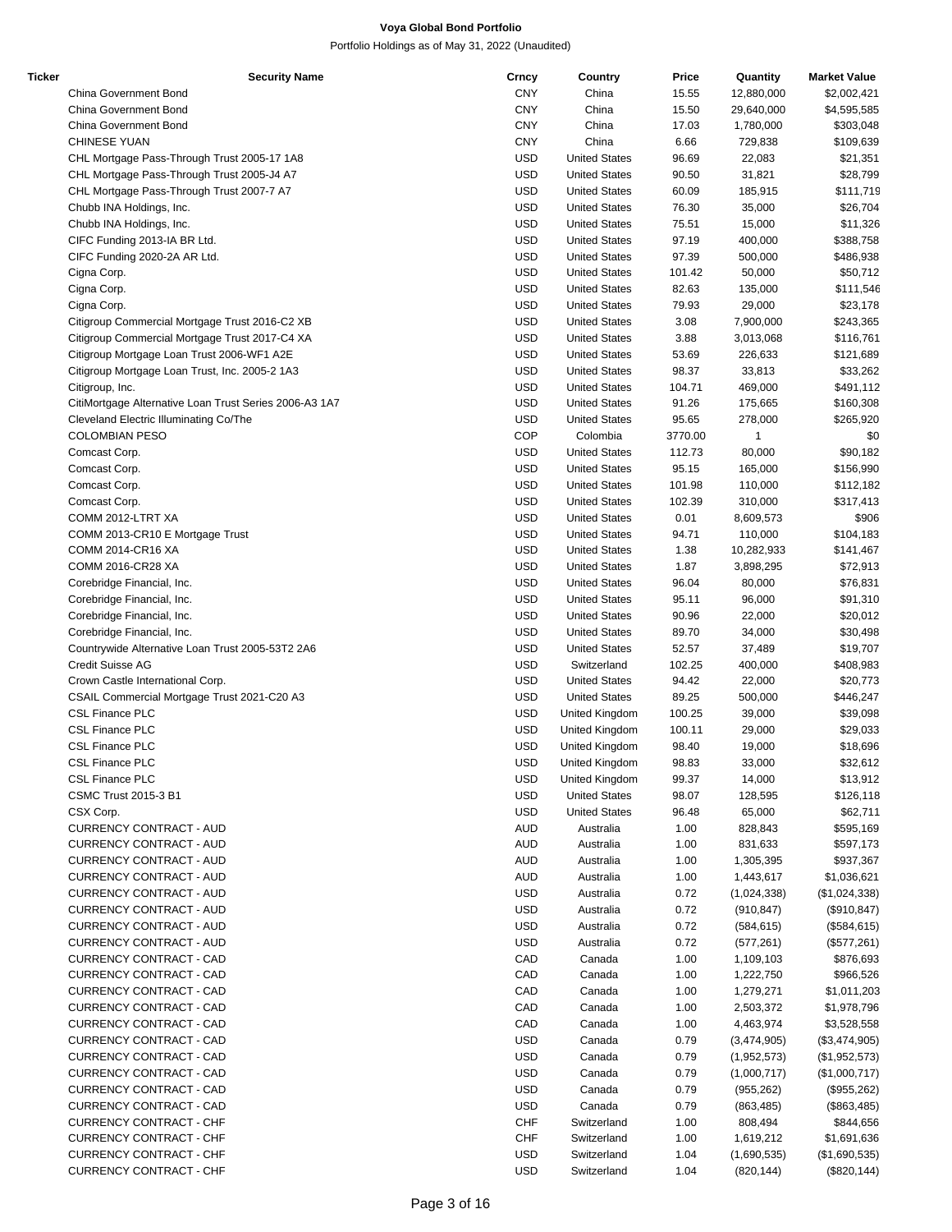# Voya Global Bond Portfolio

Portfolio Holdings as of May 31, 2022 (Unaudited)

| Ticker | Security Name | Crncy | Country | Price | Quantity | Market Value |
|---|---|---|---|---|---|---|
| | China Government Bond | CNY | China | 15.55 | 12,880,000 | $2,002,421 |
| | China Government Bond | CNY | China | 15.50 | 29,640,000 | $4,595,585 |
| | China Government Bond | CNY | China | 17.03 | 1,780,000 | $303,048 |
| | CHINESE YUAN | CNY | China | 6.66 | 729,838 | $109,639 |
| | CHL Mortgage Pass-Through Trust 2005-17 1A8 | USD | United States | 96.69 | 22,083 | $21,351 |
| | CHL Mortgage Pass-Through Trust 2005-J4 A7 | USD | United States | 90.50 | 31,821 | $28,799 |
| | CHL Mortgage Pass-Through Trust 2007-7 A7 | USD | United States | 60.09 | 185,915 | $111,719 |
| | Chubb INA Holdings, Inc. | USD | United States | 76.30 | 35,000 | $26,704 |
| | Chubb INA Holdings, Inc. | USD | United States | 75.51 | 15,000 | $11,326 |
| | CIFC Funding 2013-IA BR Ltd. | USD | United States | 97.19 | 400,000 | $388,758 |
| | CIFC Funding 2020-2A AR Ltd. | USD | United States | 97.39 | 500,000 | $486,938 |
| | Cigna Corp. | USD | United States | 101.42 | 50,000 | $50,712 |
| | Cigna Corp. | USD | United States | 82.63 | 135,000 | $111,546 |
| | Cigna Corp. | USD | United States | 79.93 | 29,000 | $23,178 |
| | Citigroup Commercial Mortgage Trust 2016-C2 XB | USD | United States | 3.08 | 7,900,000 | $243,365 |
| | Citigroup Commercial Mortgage Trust 2017-C4 XA | USD | United States | 3.88 | 3,013,068 | $116,761 |
| | Citigroup Mortgage Loan Trust 2006-WF1 A2E | USD | United States | 53.69 | 226,633 | $121,689 |
| | Citigroup Mortgage Loan Trust, Inc. 2005-2 1A3 | USD | United States | 98.37 | 33,813 | $33,262 |
| | Citigroup, Inc. | USD | United States | 104.71 | 469,000 | $491,112 |
| | CitiMortgage Alternative Loan Trust Series 2006-A3 1A7 | USD | United States | 91.26 | 175,665 | $160,308 |
| | Cleveland Electric Illuminating Co/The | USD | United States | 95.65 | 278,000 | $265,920 |
| | COLOMBIAN PESO | COP | Colombia | 3770.00 | 1 | $0 |
| | Comcast Corp. | USD | United States | 112.73 | 80,000 | $90,182 |
| | Comcast Corp. | USD | United States | 95.15 | 165,000 | $156,990 |
| | Comcast Corp. | USD | United States | 101.98 | 110,000 | $112,182 |
| | Comcast Corp. | USD | United States | 102.39 | 310,000 | $317,413 |
| | COMM 2012-LTRT XA | USD | United States | 0.01 | 8,609,573 | $906 |
| | COMM 2013-CR10 E Mortgage Trust | USD | United States | 94.71 | 110,000 | $104,183 |
| | COMM 2014-CR16 XA | USD | United States | 1.38 | 10,282,933 | $141,467 |
| | COMM 2016-CR28 XA | USD | United States | 1.87 | 3,898,295 | $72,913 |
| | Corebridge Financial, Inc. | USD | United States | 96.04 | 80,000 | $76,831 |
| | Corebridge Financial, Inc. | USD | United States | 95.11 | 96,000 | $91,310 |
| | Corebridge Financial, Inc. | USD | United States | 90.96 | 22,000 | $20,012 |
| | Corebridge Financial, Inc. | USD | United States | 89.70 | 34,000 | $30,498 |
| | Countrywide Alternative Loan Trust 2005-53T2 2A6 | USD | United States | 52.57 | 37,489 | $19,707 |
| | Credit Suisse AG | USD | Switzerland | 102.25 | 400,000 | $408,983 |
| | Crown Castle International Corp. | USD | United States | 94.42 | 22,000 | $20,773 |
| | CSAIL Commercial Mortgage Trust 2021-C20 A3 | USD | United States | 89.25 | 500,000 | $446,247 |
| | CSL Finance PLC | USD | United Kingdom | 100.25 | 39,000 | $39,098 |
| | CSL Finance PLC | USD | United Kingdom | 100.11 | 29,000 | $29,033 |
| | CSL Finance PLC | USD | United Kingdom | 98.40 | 19,000 | $18,696 |
| | CSL Finance PLC | USD | United Kingdom | 98.83 | 33,000 | $32,612 |
| | CSL Finance PLC | USD | United Kingdom | 99.37 | 14,000 | $13,912 |
| | CSMC Trust 2015-3 B1 | USD | United States | 98.07 | 128,595 | $126,118 |
| | CSX Corp. | USD | United States | 96.48 | 65,000 | $62,711 |
| | CURRENCY CONTRACT - AUD | AUD | Australia | 1.00 | 828,843 | $595,169 |
| | CURRENCY CONTRACT - AUD | AUD | Australia | 1.00 | 831,633 | $597,173 |
| | CURRENCY CONTRACT - AUD | AUD | Australia | 1.00 | 1,305,395 | $937,367 |
| | CURRENCY CONTRACT - AUD | AUD | Australia | 1.00 | 1,443,617 | $1,036,621 |
| | CURRENCY CONTRACT - AUD | USD | Australia | 0.72 | (1,024,338) | ($1,024,338) |
| | CURRENCY CONTRACT - AUD | USD | Australia | 0.72 | (910,847) | ($910,847) |
| | CURRENCY CONTRACT - AUD | USD | Australia | 0.72 | (584,615) | ($584,615) |
| | CURRENCY CONTRACT - AUD | USD | Australia | 0.72 | (577,261) | ($577,261) |
| | CURRENCY CONTRACT - CAD | CAD | Canada | 1.00 | 1,109,103 | $876,693 |
| | CURRENCY CONTRACT - CAD | CAD | Canada | 1.00 | 1,222,750 | $966,526 |
| | CURRENCY CONTRACT - CAD | CAD | Canada | 1.00 | 1,279,271 | $1,011,203 |
| | CURRENCY CONTRACT - CAD | CAD | Canada | 1.00 | 2,503,372 | $1,978,796 |
| | CURRENCY CONTRACT - CAD | CAD | Canada | 1.00 | 4,463,974 | $3,528,558 |
| | CURRENCY CONTRACT - CAD | USD | Canada | 0.79 | (3,474,905) | ($3,474,905) |
| | CURRENCY CONTRACT - CAD | USD | Canada | 0.79 | (1,952,573) | ($1,952,573) |
| | CURRENCY CONTRACT - CAD | USD | Canada | 0.79 | (1,000,717) | ($1,000,717) |
| | CURRENCY CONTRACT - CAD | USD | Canada | 0.79 | (955,262) | ($955,262) |
| | CURRENCY CONTRACT - CAD | USD | Canada | 0.79 | (863,485) | ($863,485) |
| | CURRENCY CONTRACT - CHF | CHF | Switzerland | 1.00 | 808,494 | $844,656 |
| | CURRENCY CONTRACT - CHF | CHF | Switzerland | 1.00 | 1,619,212 | $1,691,636 |
| | CURRENCY CONTRACT - CHF | USD | Switzerland | 1.04 | (1,690,535) | ($1,690,535) |
| | CURRENCY CONTRACT - CHF | USD | Switzerland | 1.04 | (820,144) | ($820,144) |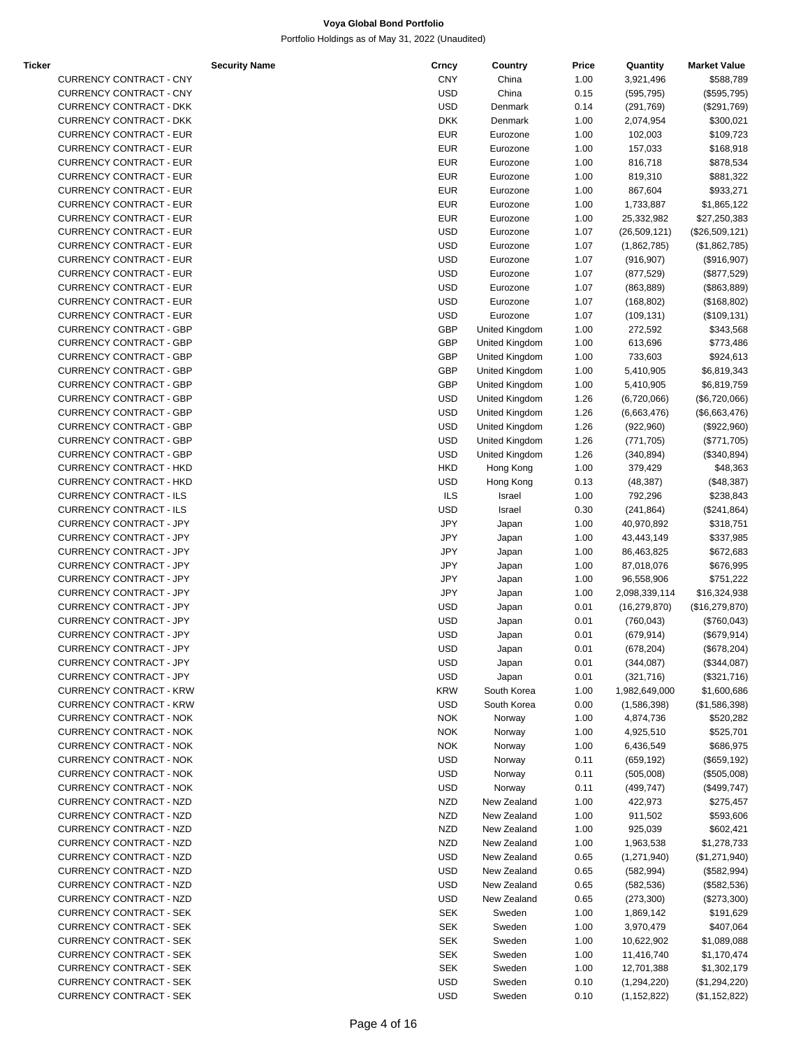**Voya Global Bond Portfolio**

Portfolio Holdings as of May 31, 2022 (Unaudited)

| Ticker | Security Name | Crncy | Country | Price | Quantity | Market Value |
|---|---|---|---|---|---|---|
| | CURRENCY CONTRACT - CNY | CNY | China | 1.00 | 3,921,496 | $588,789 |
| | CURRENCY CONTRACT - CNY | USD | China | 0.15 | (595,795) | ($595,795) |
| | CURRENCY CONTRACT - DKK | USD | Denmark | 0.14 | (291,769) | ($291,769) |
| | CURRENCY CONTRACT - DKK | DKK | Denmark | 1.00 | 2,074,954 | $300,021 |
| | CURRENCY CONTRACT - EUR | EUR | Eurozone | 1.00 | 102,003 | $109,723 |
| | CURRENCY CONTRACT - EUR | EUR | Eurozone | 1.00 | 157,033 | $168,918 |
| | CURRENCY CONTRACT - EUR | EUR | Eurozone | 1.00 | 816,718 | $878,534 |
| | CURRENCY CONTRACT - EUR | EUR | Eurozone | 1.00 | 819,310 | $881,322 |
| | CURRENCY CONTRACT - EUR | EUR | Eurozone | 1.00 | 867,604 | $933,271 |
| | CURRENCY CONTRACT - EUR | EUR | Eurozone | 1.00 | 1,733,887 | $1,865,122 |
| | CURRENCY CONTRACT - EUR | EUR | Eurozone | 1.00 | 25,332,982 | $27,250,383 |
| | CURRENCY CONTRACT - EUR | USD | Eurozone | 1.07 | (26,509,121) | ($26,509,121) |
| | CURRENCY CONTRACT - EUR | USD | Eurozone | 1.07 | (1,862,785) | ($1,862,785) |
| | CURRENCY CONTRACT - EUR | USD | Eurozone | 1.07 | (916,907) | ($916,907) |
| | CURRENCY CONTRACT - EUR | USD | Eurozone | 1.07 | (877,529) | ($877,529) |
| | CURRENCY CONTRACT - EUR | USD | Eurozone | 1.07 | (863,889) | ($863,889) |
| | CURRENCY CONTRACT - EUR | USD | Eurozone | 1.07 | (168,802) | ($168,802) |
| | CURRENCY CONTRACT - EUR | USD | Eurozone | 1.07 | (109,131) | ($109,131) |
| | CURRENCY CONTRACT - GBP | GBP | United Kingdom | 1.00 | 272,592 | $343,568 |
| | CURRENCY CONTRACT - GBP | GBP | United Kingdom | 1.00 | 613,696 | $773,486 |
| | CURRENCY CONTRACT - GBP | GBP | United Kingdom | 1.00 | 733,603 | $924,613 |
| | CURRENCY CONTRACT - GBP | GBP | United Kingdom | 1.00 | 5,410,905 | $6,819,343 |
| | CURRENCY CONTRACT - GBP | GBP | United Kingdom | 1.00 | 5,410,905 | $6,819,759 |
| | CURRENCY CONTRACT - GBP | USD | United Kingdom | 1.26 | (6,720,066) | ($6,720,066) |
| | CURRENCY CONTRACT - GBP | USD | United Kingdom | 1.26 | (6,663,476) | ($6,663,476) |
| | CURRENCY CONTRACT - GBP | USD | United Kingdom | 1.26 | (922,960) | ($922,960) |
| | CURRENCY CONTRACT - GBP | USD | United Kingdom | 1.26 | (771,705) | ($771,705) |
| | CURRENCY CONTRACT - GBP | USD | United Kingdom | 1.26 | (340,894) | ($340,894) |
| | CURRENCY CONTRACT - HKD | HKD | Hong Kong | 1.00 | 379,429 | $48,363 |
| | CURRENCY CONTRACT - HKD | USD | Hong Kong | 0.13 | (48,387) | ($48,387) |
| | CURRENCY CONTRACT - ILS | ILS | Israel | 1.00 | 792,296 | $238,843 |
| | CURRENCY CONTRACT - ILS | USD | Israel | 0.30 | (241,864) | ($241,864) |
| | CURRENCY CONTRACT - JPY | JPY | Japan | 1.00 | 40,970,892 | $318,751 |
| | CURRENCY CONTRACT - JPY | JPY | Japan | 1.00 | 43,443,149 | $337,985 |
| | CURRENCY CONTRACT - JPY | JPY | Japan | 1.00 | 86,463,825 | $672,683 |
| | CURRENCY CONTRACT - JPY | JPY | Japan | 1.00 | 87,018,076 | $676,995 |
| | CURRENCY CONTRACT - JPY | JPY | Japan | 1.00 | 96,558,906 | $751,222 |
| | CURRENCY CONTRACT - JPY | JPY | Japan | 1.00 | 2,098,339,114 | $16,324,938 |
| | CURRENCY CONTRACT - JPY | USD | Japan | 0.01 | (16,279,870) | ($16,279,870) |
| | CURRENCY CONTRACT - JPY | USD | Japan | 0.01 | (760,043) | ($760,043) |
| | CURRENCY CONTRACT - JPY | USD | Japan | 0.01 | (679,914) | ($679,914) |
| | CURRENCY CONTRACT - JPY | USD | Japan | 0.01 | (678,204) | ($678,204) |
| | CURRENCY CONTRACT - JPY | USD | Japan | 0.01 | (344,087) | ($344,087) |
| | CURRENCY CONTRACT - JPY | USD | Japan | 0.01 | (321,716) | ($321,716) |
| | CURRENCY CONTRACT - KRW | KRW | South Korea | 1.00 | 1,982,649,000 | $1,600,686 |
| | CURRENCY CONTRACT - KRW | USD | South Korea | 0.00 | (1,586,398) | ($1,586,398) |
| | CURRENCY CONTRACT - NOK | NOK | Norway | 1.00 | 4,874,736 | $520,282 |
| | CURRENCY CONTRACT - NOK | NOK | Norway | 1.00 | 4,925,510 | $525,701 |
| | CURRENCY CONTRACT - NOK | NOK | Norway | 1.00 | 6,436,549 | $686,975 |
| | CURRENCY CONTRACT - NOK | USD | Norway | 0.11 | (659,192) | ($659,192) |
| | CURRENCY CONTRACT - NOK | USD | Norway | 0.11 | (505,008) | ($505,008) |
| | CURRENCY CONTRACT - NOK | USD | Norway | 0.11 | (499,747) | ($499,747) |
| | CURRENCY CONTRACT - NZD | NZD | New Zealand | 1.00 | 422,973 | $275,457 |
| | CURRENCY CONTRACT - NZD | NZD | New Zealand | 1.00 | 911,502 | $593,606 |
| | CURRENCY CONTRACT - NZD | NZD | New Zealand | 1.00 | 925,039 | $602,421 |
| | CURRENCY CONTRACT - NZD | NZD | New Zealand | 1.00 | 1,963,538 | $1,278,733 |
| | CURRENCY CONTRACT - NZD | USD | New Zealand | 0.65 | (1,271,940) | ($1,271,940) |
| | CURRENCY CONTRACT - NZD | USD | New Zealand | 0.65 | (582,994) | ($582,994) |
| | CURRENCY CONTRACT - NZD | USD | New Zealand | 0.65 | (582,536) | ($582,536) |
| | CURRENCY CONTRACT - NZD | USD | New Zealand | 0.65 | (273,300) | ($273,300) |
| | CURRENCY CONTRACT - SEK | SEK | Sweden | 1.00 | 1,869,142 | $191,629 |
| | CURRENCY CONTRACT - SEK | SEK | Sweden | 1.00 | 3,970,479 | $407,064 |
| | CURRENCY CONTRACT - SEK | SEK | Sweden | 1.00 | 10,622,902 | $1,089,088 |
| | CURRENCY CONTRACT - SEK | SEK | Sweden | 1.00 | 11,416,740 | $1,170,474 |
| | CURRENCY CONTRACT - SEK | SEK | Sweden | 1.00 | 12,701,388 | $1,302,179 |
| | CURRENCY CONTRACT - SEK | USD | Sweden | 0.10 | (1,294,220) | ($1,294,220) |
| | CURRENCY CONTRACT - SEK | USD | Sweden | 0.10 | (1,152,822) | ($1,152,822) |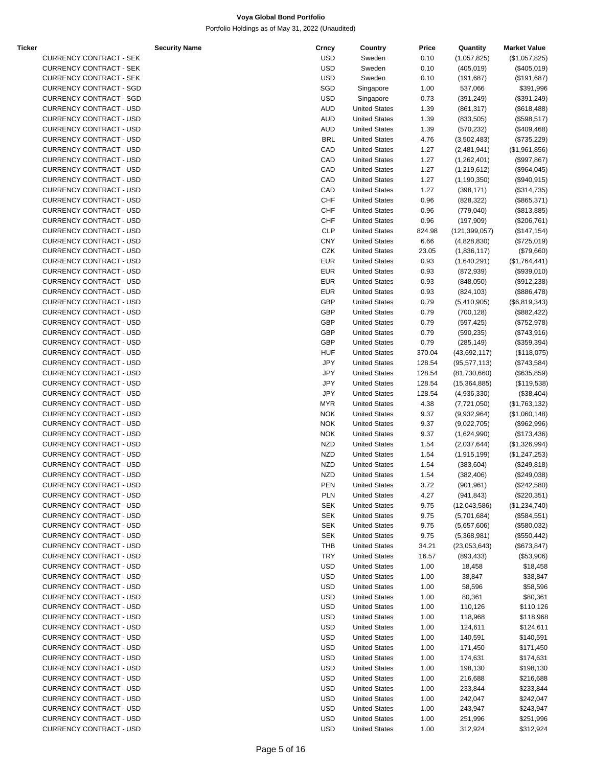| Ticker | Security Name | Crncy | Country | Price | Quantity | Market Value |
|---|---|---|---|---|---|---|
| CURRENCY CONTRACT - SEK | | USD | Sweden | 0.10 | (1,057,825) | ($1,057,825) |
| CURRENCY CONTRACT - SEK | | USD | Sweden | 0.10 | (405,019) | ($405,019) |
| CURRENCY CONTRACT - SEK | | USD | Sweden | 0.10 | (191,687) | ($191,687) |
| CURRENCY CONTRACT - SGD | | SGD | Singapore | 1.00 | 537,066 | $391,996 |
| CURRENCY CONTRACT - SGD | | USD | Singapore | 0.73 | (391,249) | ($391,249) |
| CURRENCY CONTRACT - USD | | AUD | United States | 1.39 | (861,317) | ($618,488) |
| CURRENCY CONTRACT - USD | | AUD | United States | 1.39 | (833,505) | ($598,517) |
| CURRENCY CONTRACT - USD | | AUD | United States | 1.39 | (570,232) | ($409,468) |
| CURRENCY CONTRACT - USD | | BRL | United States | 4.76 | (3,502,483) | ($735,229) |
| CURRENCY CONTRACT - USD | | CAD | United States | 1.27 | (2,481,941) | ($1,961,856) |
| CURRENCY CONTRACT - USD | | CAD | United States | 1.27 | (1,262,401) | ($997,867) |
| CURRENCY CONTRACT - USD | | CAD | United States | 1.27 | (1,219,612) | ($964,045) |
| CURRENCY CONTRACT - USD | | CAD | United States | 1.27 | (1,190,350) | ($940,915) |
| CURRENCY CONTRACT - USD | | CAD | United States | 1.27 | (398,171) | ($314,735) |
| CURRENCY CONTRACT - USD | | CHF | United States | 0.96 | (828,322) | ($865,371) |
| CURRENCY CONTRACT - USD | | CHF | United States | 0.96 | (779,040) | ($813,885) |
| CURRENCY CONTRACT - USD | | CHF | United States | 0.96 | (197,909) | ($206,761) |
| CURRENCY CONTRACT - USD | | CLP | United States | 824.98 | (121,399,057) | ($147,154) |
| CURRENCY CONTRACT - USD | | CNY | United States | 6.66 | (4,828,830) | ($725,019) |
| CURRENCY CONTRACT - USD | | CZK | United States | 23.05 | (1,836,117) | ($79,660) |
| CURRENCY CONTRACT - USD | | EUR | United States | 0.93 | (1,640,291) | ($1,764,441) |
| CURRENCY CONTRACT - USD | | EUR | United States | 0.93 | (872,939) | ($939,010) |
| CURRENCY CONTRACT - USD | | EUR | United States | 0.93 | (848,050) | ($912,238) |
| CURRENCY CONTRACT - USD | | EUR | United States | 0.93 | (824,103) | ($886,478) |
| CURRENCY CONTRACT - USD | | GBP | United States | 0.79 | (5,410,905) | ($6,819,343) |
| CURRENCY CONTRACT - USD | | GBP | United States | 0.79 | (700,128) | ($882,422) |
| CURRENCY CONTRACT - USD | | GBP | United States | 0.79 | (597,425) | ($752,978) |
| CURRENCY CONTRACT - USD | | GBP | United States | 0.79 | (590,235) | ($743,916) |
| CURRENCY CONTRACT - USD | | GBP | United States | 0.79 | (285,149) | ($359,394) |
| CURRENCY CONTRACT - USD | | HUF | United States | 370.04 | (43,692,117) | ($118,075) |
| CURRENCY CONTRACT - USD | | JPY | United States | 128.54 | (95,577,113) | ($743,584) |
| CURRENCY CONTRACT - USD | | JPY | United States | 128.54 | (81,730,660) | ($635,859) |
| CURRENCY CONTRACT - USD | | JPY | United States | 128.54 | (15,364,885) | ($119,538) |
| CURRENCY CONTRACT - USD | | JPY | United States | 128.54 | (4,936,330) | ($38,404) |
| CURRENCY CONTRACT - USD | | MYR | United States | 4.38 | (7,721,050) | ($1,763,132) |
| CURRENCY CONTRACT - USD | | NOK | United States | 9.37 | (9,932,964) | ($1,060,148) |
| CURRENCY CONTRACT - USD | | NOK | United States | 9.37 | (9,022,705) | ($962,996) |
| CURRENCY CONTRACT - USD | | NOK | United States | 9.37 | (1,624,990) | ($173,436) |
| CURRENCY CONTRACT - USD | | NZD | United States | 1.54 | (2,037,644) | ($1,326,994) |
| CURRENCY CONTRACT - USD | | NZD | United States | 1.54 | (1,915,199) | ($1,247,253) |
| CURRENCY CONTRACT - USD | | NZD | United States | 1.54 | (383,604) | ($249,818) |
| CURRENCY CONTRACT - USD | | NZD | United States | 1.54 | (382,406) | ($249,038) |
| CURRENCY CONTRACT - USD | | PEN | United States | 3.72 | (901,961) | ($242,580) |
| CURRENCY CONTRACT - USD | | PLN | United States | 4.27 | (941,843) | ($220,351) |
| CURRENCY CONTRACT - USD | | SEK | United States | 9.75 | (12,043,586) | ($1,234,740) |
| CURRENCY CONTRACT - USD | | SEK | United States | 9.75 | (5,701,684) | ($584,551) |
| CURRENCY CONTRACT - USD | | SEK | United States | 9.75 | (5,657,606) | ($580,032) |
| CURRENCY CONTRACT - USD | | SEK | United States | 9.75 | (5,368,981) | ($550,442) |
| CURRENCY CONTRACT - USD | | THB | United States | 34.21 | (23,053,643) | ($673,847) |
| CURRENCY CONTRACT - USD | | TRY | United States | 16.57 | (893,433) | ($53,906) |
| CURRENCY CONTRACT - USD | | USD | United States | 1.00 | 18,458 | $18,458 |
| CURRENCY CONTRACT - USD | | USD | United States | 1.00 | 38,847 | $38,847 |
| CURRENCY CONTRACT - USD | | USD | United States | 1.00 | 58,596 | $58,596 |
| CURRENCY CONTRACT - USD | | USD | United States | 1.00 | 80,361 | $80,361 |
| CURRENCY CONTRACT - USD | | USD | United States | 1.00 | 110,126 | $110,126 |
| CURRENCY CONTRACT - USD | | USD | United States | 1.00 | 118,968 | $118,968 |
| CURRENCY CONTRACT - USD | | USD | United States | 1.00 | 124,611 | $124,611 |
| CURRENCY CONTRACT - USD | | USD | United States | 1.00 | 140,591 | $140,591 |
| CURRENCY CONTRACT - USD | | USD | United States | 1.00 | 171,450 | $171,450 |
| CURRENCY CONTRACT - USD | | USD | United States | 1.00 | 174,631 | $174,631 |
| CURRENCY CONTRACT - USD | | USD | United States | 1.00 | 198,130 | $198,130 |
| CURRENCY CONTRACT - USD | | USD | United States | 1.00 | 216,688 | $216,688 |
| CURRENCY CONTRACT - USD | | USD | United States | 1.00 | 233,844 | $233,844 |
| CURRENCY CONTRACT - USD | | USD | United States | 1.00 | 242,047 | $242,047 |
| CURRENCY CONTRACT - USD | | USD | United States | 1.00 | 243,947 | $243,947 |
| CURRENCY CONTRACT - USD | | USD | United States | 1.00 | 251,996 | $251,996 |
| CURRENCY CONTRACT - USD | | USD | United States | 1.00 | 312,924 | $312,924 |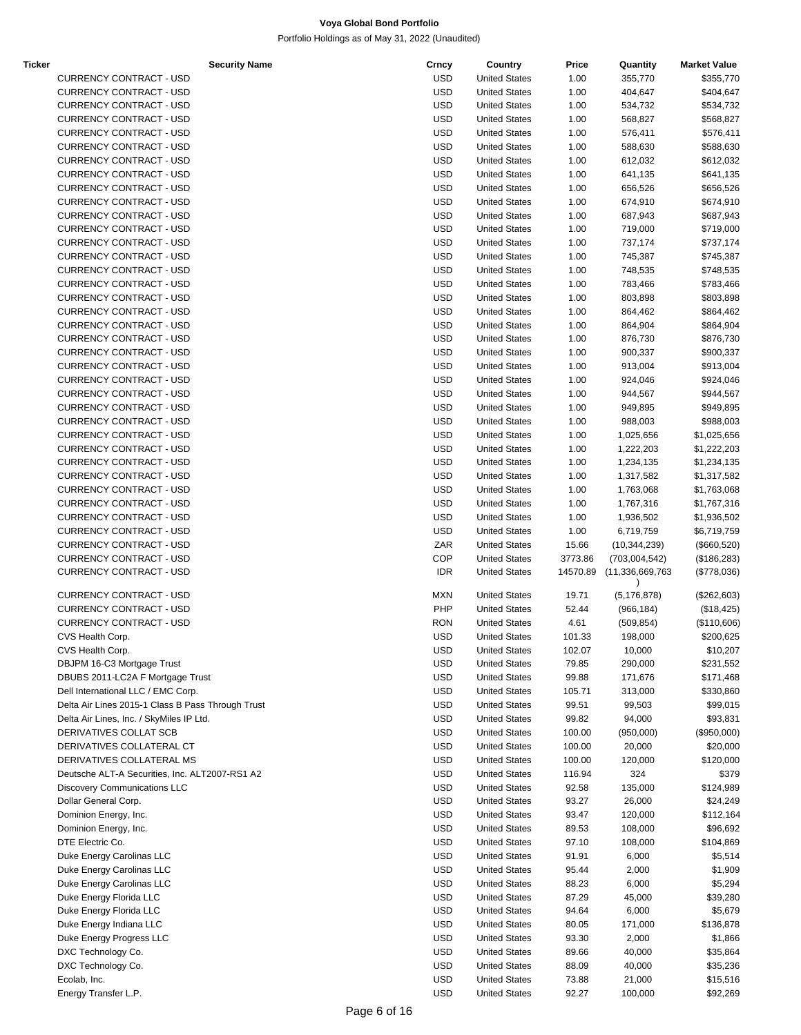# Voya Global Bond Portfolio

Portfolio Holdings as of May 31, 2022 (Unaudited)

| Ticker | Security Name | Crncy | Country | Price | Quantity | Market Value |
|---|---|---|---|---|---|---|
| | CURRENCY CONTRACT - USD | USD | United States | 1.00 | 355,770 | $355,770 |
| | CURRENCY CONTRACT - USD | USD | United States | 1.00 | 404,647 | $404,647 |
| | CURRENCY CONTRACT - USD | USD | United States | 1.00 | 534,732 | $534,732 |
| | CURRENCY CONTRACT - USD | USD | United States | 1.00 | 568,827 | $568,827 |
| | CURRENCY CONTRACT - USD | USD | United States | 1.00 | 576,411 | $576,411 |
| | CURRENCY CONTRACT - USD | USD | United States | 1.00 | 588,630 | $588,630 |
| | CURRENCY CONTRACT - USD | USD | United States | 1.00 | 612,032 | $612,032 |
| | CURRENCY CONTRACT - USD | USD | United States | 1.00 | 641,135 | $641,135 |
| | CURRENCY CONTRACT - USD | USD | United States | 1.00 | 656,526 | $656,526 |
| | CURRENCY CONTRACT - USD | USD | United States | 1.00 | 674,910 | $674,910 |
| | CURRENCY CONTRACT - USD | USD | United States | 1.00 | 687,943 | $687,943 |
| | CURRENCY CONTRACT - USD | USD | United States | 1.00 | 719,000 | $719,000 |
| | CURRENCY CONTRACT - USD | USD | United States | 1.00 | 737,174 | $737,174 |
| | CURRENCY CONTRACT - USD | USD | United States | 1.00 | 745,387 | $745,387 |
| | CURRENCY CONTRACT - USD | USD | United States | 1.00 | 748,535 | $748,535 |
| | CURRENCY CONTRACT - USD | USD | United States | 1.00 | 783,466 | $783,466 |
| | CURRENCY CONTRACT - USD | USD | United States | 1.00 | 803,898 | $803,898 |
| | CURRENCY CONTRACT - USD | USD | United States | 1.00 | 864,462 | $864,462 |
| | CURRENCY CONTRACT - USD | USD | United States | 1.00 | 864,904 | $864,904 |
| | CURRENCY CONTRACT - USD | USD | United States | 1.00 | 876,730 | $876,730 |
| | CURRENCY CONTRACT - USD | USD | United States | 1.00 | 900,337 | $900,337 |
| | CURRENCY CONTRACT - USD | USD | United States | 1.00 | 913,004 | $913,004 |
| | CURRENCY CONTRACT - USD | USD | United States | 1.00 | 924,046 | $924,046 |
| | CURRENCY CONTRACT - USD | USD | United States | 1.00 | 944,567 | $944,567 |
| | CURRENCY CONTRACT - USD | USD | United States | 1.00 | 949,895 | $949,895 |
| | CURRENCY CONTRACT - USD | USD | United States | 1.00 | 988,003 | $988,003 |
| | CURRENCY CONTRACT - USD | USD | United States | 1.00 | 1,025,656 | $1,025,656 |
| | CURRENCY CONTRACT - USD | USD | United States | 1.00 | 1,222,203 | $1,222,203 |
| | CURRENCY CONTRACT - USD | USD | United States | 1.00 | 1,234,135 | $1,234,135 |
| | CURRENCY CONTRACT - USD | USD | United States | 1.00 | 1,317,582 | $1,317,582 |
| | CURRENCY CONTRACT - USD | USD | United States | 1.00 | 1,763,068 | $1,763,068 |
| | CURRENCY CONTRACT - USD | USD | United States | 1.00 | 1,767,316 | $1,767,316 |
| | CURRENCY CONTRACT - USD | USD | United States | 1.00 | 1,936,502 | $1,936,502 |
| | CURRENCY CONTRACT - USD | USD | United States | 1.00 | 6,719,759 | $6,719,759 |
| | CURRENCY CONTRACT - USD | ZAR | United States | 15.66 | (10,344,239) | ($660,520) |
| | CURRENCY CONTRACT - USD | COP | United States | 3773.86 | (703,004,542) | ($186,283) |
| | CURRENCY CONTRACT - USD | IDR | United States | 14570.89 | (11,336,669,763) | ($778,036) |
| | CURRENCY CONTRACT - USD | MXN | United States | 19.71 | (5,176,878) | ($262,603) |
| | CURRENCY CONTRACT - USD | PHP | United States | 52.44 | (966,184) | ($18,425) |
| | CURRENCY CONTRACT - USD | RON | United States | 4.61 | (509,854) | ($110,606) |
| | CVS Health Corp. | USD | United States | 101.33 | 198,000 | $200,625 |
| | CVS Health Corp. | USD | United States | 102.07 | 10,000 | $10,207 |
| | DBJPM 16-C3 Mortgage Trust | USD | United States | 79.85 | 290,000 | $231,552 |
| | DBUBS 2011-LC2A F Mortgage Trust | USD | United States | 99.88 | 171,676 | $171,468 |
| | Dell International LLC / EMC Corp. | USD | United States | 105.71 | 313,000 | $330,860 |
| | Delta Air Lines 2015-1 Class B Pass Through Trust | USD | United States | 99.51 | 99,503 | $99,015 |
| | Delta Air Lines, Inc. / SkyMiles IP Ltd. | USD | United States | 99.82 | 94,000 | $93,831 |
| | DERIVATIVES COLLAT SCB | USD | United States | 100.00 | (950,000) | ($950,000) |
| | DERIVATIVES COLLATERAL CT | USD | United States | 100.00 | 20,000 | $20,000 |
| | DERIVATIVES COLLATERAL MS | USD | United States | 100.00 | 120,000 | $120,000 |
| | Deutsche ALT-A Securities, Inc. ALT2007-RS1 A2 | USD | United States | 116.94 | 324 | $379 |
| | Discovery Communications LLC | USD | United States | 92.58 | 135,000 | $124,989 |
| | Dollar General Corp. | USD | United States | 93.27 | 26,000 | $24,249 |
| | Dominion Energy, Inc. | USD | United States | 93.47 | 120,000 | $112,164 |
| | Dominion Energy, Inc. | USD | United States | 89.53 | 108,000 | $96,692 |
| | DTE Electric Co. | USD | United States | 97.10 | 108,000 | $104,869 |
| | Duke Energy Carolinas LLC | USD | United States | 91.91 | 6,000 | $5,514 |
| | Duke Energy Carolinas LLC | USD | United States | 95.44 | 2,000 | $1,909 |
| | Duke Energy Carolinas LLC | USD | United States | 88.23 | 6,000 | $5,294 |
| | Duke Energy Florida LLC | USD | United States | 87.29 | 45,000 | $39,280 |
| | Duke Energy Florida LLC | USD | United States | 94.64 | 6,000 | $5,679 |
| | Duke Energy Indiana LLC | USD | United States | 80.05 | 171,000 | $136,878 |
| | Duke Energy Progress LLC | USD | United States | 93.30 | 2,000 | $1,866 |
| | DXC Technology Co. | USD | United States | 89.66 | 40,000 | $35,864 |
| | DXC Technology Co. | USD | United States | 88.09 | 40,000 | $35,236 |
| | Ecolab, Inc. | USD | United States | 73.88 | 21,000 | $15,516 |
| | Energy Transfer L.P. | USD | United States | 92.27 | 100,000 | $92,269 |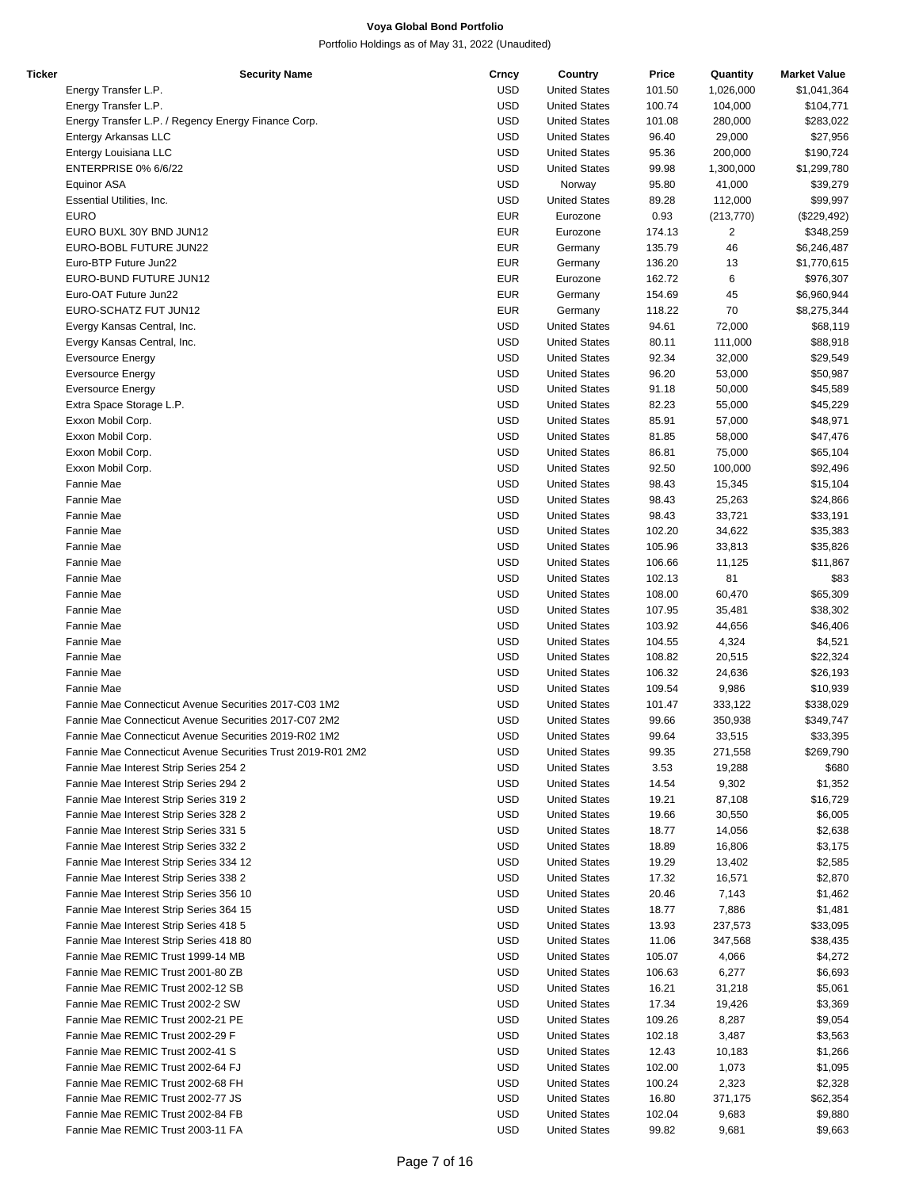**Voya Global Bond Portfolio**

Portfolio Holdings as of May 31, 2022 (Unaudited)

| Ticker | Security Name | Crncy | Country | Price | Quantity | Market Value |
|---|---|---|---|---|---|---|
| | Energy Transfer L.P. | USD | United States | 101.50 | 1,026,000 | $1,041,364 |
| | Energy Transfer L.P. | USD | United States | 100.74 | 104,000 | $104,771 |
| | Energy Transfer L.P. / Regency Energy Finance Corp. | USD | United States | 101.08 | 280,000 | $283,022 |
| | Entergy Arkansas LLC | USD | United States | 96.40 | 29,000 | $27,956 |
| | Entergy Louisiana LLC | USD | United States | 95.36 | 200,000 | $190,724 |
| | ENTERPRISE 0% 6/6/22 | USD | United States | 99.98 | 1,300,000 | $1,299,780 |
| | Equinor ASA | USD | Norway | 95.80 | 41,000 | $39,279 |
| | Essential Utilities, Inc. | USD | United States | 89.28 | 112,000 | $99,997 |
| | EURO | EUR | Eurozone | 0.93 | (213,770) | ($229,492) |
| | EURO BUXL 30Y BND JUN12 | EUR | Eurozone | 174.13 | 2 | $348,259 |
| | EURO-BOBL FUTURE JUN22 | EUR | Germany | 135.79 | 46 | $6,246,487 |
| | Euro-BTP Future Jun22 | EUR | Germany | 136.20 | 13 | $1,770,615 |
| | EURO-BUND FUTURE JUN12 | EUR | Eurozone | 162.72 | 6 | $976,307 |
| | Euro-OAT Future Jun22 | EUR | Germany | 154.69 | 45 | $6,960,944 |
| | EURO-SCHATZ FUT JUN12 | EUR | Germany | 118.22 | 70 | $8,275,344 |
| | Evergy Kansas Central, Inc. | USD | United States | 94.61 | 72,000 | $68,119 |
| | Evergy Kansas Central, Inc. | USD | United States | 80.11 | 111,000 | $88,918 |
| | Eversource Energy | USD | United States | 92.34 | 32,000 | $29,549 |
| | Eversource Energy | USD | United States | 96.20 | 53,000 | $50,987 |
| | Eversource Energy | USD | United States | 91.18 | 50,000 | $45,589 |
| | Extra Space Storage L.P. | USD | United States | 82.23 | 55,000 | $45,229 |
| | Exxon Mobil Corp. | USD | United States | 85.91 | 57,000 | $48,971 |
| | Exxon Mobil Corp. | USD | United States | 81.85 | 58,000 | $47,476 |
| | Exxon Mobil Corp. | USD | United States | 86.81 | 75,000 | $65,104 |
| | Exxon Mobil Corp. | USD | United States | 92.50 | 100,000 | $92,496 |
| | Fannie Mae | USD | United States | 98.43 | 15,345 | $15,104 |
| | Fannie Mae | USD | United States | 98.43 | 25,263 | $24,866 |
| | Fannie Mae | USD | United States | 98.43 | 33,721 | $33,191 |
| | Fannie Mae | USD | United States | 102.20 | 34,622 | $35,383 |
| | Fannie Mae | USD | United States | 105.96 | 33,813 | $35,826 |
| | Fannie Mae | USD | United States | 106.66 | 11,125 | $11,867 |
| | Fannie Mae | USD | United States | 102.13 | 81 | $83 |
| | Fannie Mae | USD | United States | 108.00 | 60,470 | $65,309 |
| | Fannie Mae | USD | United States | 107.95 | 35,481 | $38,302 |
| | Fannie Mae | USD | United States | 103.92 | 44,656 | $46,406 |
| | Fannie Mae | USD | United States | 104.55 | 4,324 | $4,521 |
| | Fannie Mae | USD | United States | 108.82 | 20,515 | $22,324 |
| | Fannie Mae | USD | United States | 106.32 | 24,636 | $26,193 |
| | Fannie Mae | USD | United States | 109.54 | 9,986 | $10,939 |
| | Fannie Mae Connecticut Avenue Securities 2017-C03 1M2 | USD | United States | 101.47 | 333,122 | $338,029 |
| | Fannie Mae Connecticut Avenue Securities 2017-C07 2M2 | USD | United States | 99.66 | 350,938 | $349,747 |
| | Fannie Mae Connecticut Avenue Securities 2019-R02 1M2 | USD | United States | 99.64 | 33,515 | $33,395 |
| | Fannie Mae Connecticut Avenue Securities Trust 2019-R01 2M2 | USD | United States | 99.35 | 271,558 | $269,790 |
| | Fannie Mae Interest Strip Series 254 2 | USD | United States | 3.53 | 19,288 | $680 |
| | Fannie Mae Interest Strip Series 294 2 | USD | United States | 14.54 | 9,302 | $1,352 |
| | Fannie Mae Interest Strip Series 319 2 | USD | United States | 19.21 | 87,108 | $16,729 |
| | Fannie Mae Interest Strip Series 328 2 | USD | United States | 19.66 | 30,550 | $6,005 |
| | Fannie Mae Interest Strip Series 331 5 | USD | United States | 18.77 | 14,056 | $2,638 |
| | Fannie Mae Interest Strip Series 332 2 | USD | United States | 18.89 | 16,806 | $3,175 |
| | Fannie Mae Interest Strip Series 334 12 | USD | United States | 19.29 | 13,402 | $2,585 |
| | Fannie Mae Interest Strip Series 338 2 | USD | United States | 17.32 | 16,571 | $2,870 |
| | Fannie Mae Interest Strip Series 356 10 | USD | United States | 20.46 | 7,143 | $1,462 |
| | Fannie Mae Interest Strip Series 364 15 | USD | United States | 18.77 | 7,886 | $1,481 |
| | Fannie Mae Interest Strip Series 418 5 | USD | United States | 13.93 | 237,573 | $33,095 |
| | Fannie Mae Interest Strip Series 418 80 | USD | United States | 11.06 | 347,568 | $38,435 |
| | Fannie Mae REMIC Trust 1999-14 MB | USD | United States | 105.07 | 4,066 | $4,272 |
| | Fannie Mae REMIC Trust 2001-80 ZB | USD | United States | 106.63 | 6,277 | $6,693 |
| | Fannie Mae REMIC Trust 2002-12 SB | USD | United States | 16.21 | 31,218 | $5,061 |
| | Fannie Mae REMIC Trust 2002-2 SW | USD | United States | 17.34 | 19,426 | $3,369 |
| | Fannie Mae REMIC Trust 2002-21 PE | USD | United States | 109.26 | 8,287 | $9,054 |
| | Fannie Mae REMIC Trust 2002-29 F | USD | United States | 102.18 | 3,487 | $3,563 |
| | Fannie Mae REMIC Trust 2002-41 S | USD | United States | 12.43 | 10,183 | $1,266 |
| | Fannie Mae REMIC Trust 2002-64 FJ | USD | United States | 102.00 | 1,073 | $1,095 |
| | Fannie Mae REMIC Trust 2002-68 FH | USD | United States | 100.24 | 2,323 | $2,328 |
| | Fannie Mae REMIC Trust 2002-77 JS | USD | United States | 16.80 | 371,175 | $62,354 |
| | Fannie Mae REMIC Trust 2002-84 FB | USD | United States | 102.04 | 9,683 | $9,880 |
| | Fannie Mae REMIC Trust 2003-11 FA | USD | United States | 99.82 | 9,681 | $9,663 |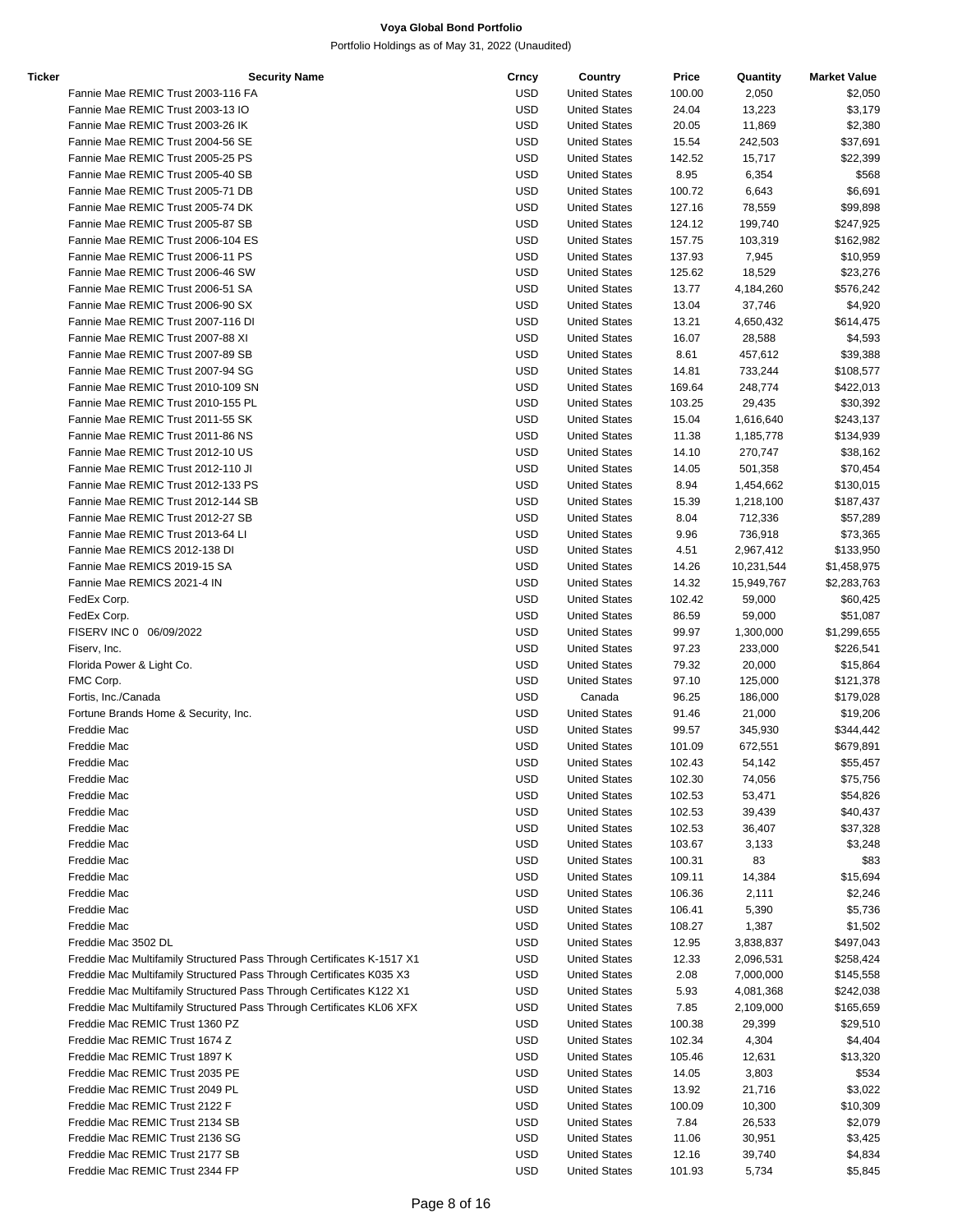**Voya Global Bond Portfolio**

Portfolio Holdings as of May 31, 2022 (Unaudited)

| Ticker | Security Name | Crncy | Country | Price | Quantity | Market Value |
|---|---|---|---|---|---|---|
| | Fannie Mae REMIC Trust 2003-116 FA | USD | United States | 100.00 | 2,050 | $2,050 |
| | Fannie Mae REMIC Trust 2003-13 IO | USD | United States | 24.04 | 13,223 | $3,179 |
| | Fannie Mae REMIC Trust 2003-26 IK | USD | United States | 20.05 | 11,869 | $2,380 |
| | Fannie Mae REMIC Trust 2004-56 SE | USD | United States | 15.54 | 242,503 | $37,691 |
| | Fannie Mae REMIC Trust 2005-25 PS | USD | United States | 142.52 | 15,717 | $22,399 |
| | Fannie Mae REMIC Trust 2005-40 SB | USD | United States | 8.95 | 6,354 | $568 |
| | Fannie Mae REMIC Trust 2005-71 DB | USD | United States | 100.72 | 6,643 | $6,691 |
| | Fannie Mae REMIC Trust 2005-74 DK | USD | United States | 127.16 | 78,559 | $99,898 |
| | Fannie Mae REMIC Trust 2005-87 SB | USD | United States | 124.12 | 199,740 | $247,925 |
| | Fannie Mae REMIC Trust 2006-104 ES | USD | United States | 157.75 | 103,319 | $162,982 |
| | Fannie Mae REMIC Trust 2006-11 PS | USD | United States | 137.93 | 7,945 | $10,959 |
| | Fannie Mae REMIC Trust 2006-46 SW | USD | United States | 125.62 | 18,529 | $23,276 |
| | Fannie Mae REMIC Trust 2006-51 SA | USD | United States | 13.77 | 4,184,260 | $576,242 |
| | Fannie Mae REMIC Trust 2006-90 SX | USD | United States | 13.04 | 37,746 | $4,920 |
| | Fannie Mae REMIC Trust 2007-116 DI | USD | United States | 13.21 | 4,650,432 | $614,475 |
| | Fannie Mae REMIC Trust 2007-88 XI | USD | United States | 16.07 | 28,588 | $4,593 |
| | Fannie Mae REMIC Trust 2007-89 SB | USD | United States | 8.61 | 457,612 | $39,388 |
| | Fannie Mae REMIC Trust 2007-94 SG | USD | United States | 14.81 | 733,244 | $108,577 |
| | Fannie Mae REMIC Trust 2010-109 SN | USD | United States | 169.64 | 248,774 | $422,013 |
| | Fannie Mae REMIC Trust 2010-155 PL | USD | United States | 103.25 | 29,435 | $30,392 |
| | Fannie Mae REMIC Trust 2011-55 SK | USD | United States | 15.04 | 1,616,640 | $243,137 |
| | Fannie Mae REMIC Trust 2011-86 NS | USD | United States | 11.38 | 1,185,778 | $134,939 |
| | Fannie Mae REMIC Trust 2012-10 US | USD | United States | 14.10 | 270,747 | $38,162 |
| | Fannie Mae REMIC Trust 2012-110 JI | USD | United States | 14.05 | 501,358 | $70,454 |
| | Fannie Mae REMIC Trust 2012-133 PS | USD | United States | 8.94 | 1,454,662 | $130,015 |
| | Fannie Mae REMIC Trust 2012-144 SB | USD | United States | 15.39 | 1,218,100 | $187,437 |
| | Fannie Mae REMIC Trust 2012-27 SB | USD | United States | 8.04 | 712,336 | $57,289 |
| | Fannie Mae REMIC Trust 2013-64 LI | USD | United States | 9.96 | 736,918 | $73,365 |
| | Fannie Mae REMICS 2012-138 DI | USD | United States | 4.51 | 2,967,412 | $133,950 |
| | Fannie Mae REMICS 2019-15 SA | USD | United States | 14.26 | 10,231,544 | $1,458,975 |
| | Fannie Mae REMICS 2021-4 IN | USD | United States | 14.32 | 15,949,767 | $2,283,763 |
| | FedEx Corp. | USD | United States | 102.42 | 59,000 | $60,425 |
| | FedEx Corp. | USD | United States | 86.59 | 59,000 | $51,087 |
| | FISERV INC 0 06/09/2022 | USD | United States | 99.97 | 1,300,000 | $1,299,655 |
| | Fiserv, Inc. | USD | United States | 97.23 | 233,000 | $226,541 |
| | Florida Power & Light Co. | USD | United States | 79.32 | 20,000 | $15,864 |
| | FMC Corp. | USD | United States | 97.10 | 125,000 | $121,378 |
| | Fortis, Inc./Canada | USD | Canada | 96.25 | 186,000 | $179,028 |
| | Fortune Brands Home & Security, Inc. | USD | United States | 91.46 | 21,000 | $19,206 |
| | Freddie Mac | USD | United States | 99.57 | 345,930 | $344,442 |
| | Freddie Mac | USD | United States | 101.09 | 672,551 | $679,891 |
| | Freddie Mac | USD | United States | 102.43 | 54,142 | $55,457 |
| | Freddie Mac | USD | United States | 102.30 | 74,056 | $75,756 |
| | Freddie Mac | USD | United States | 102.53 | 53,471 | $54,826 |
| | Freddie Mac | USD | United States | 102.53 | 39,439 | $40,437 |
| | Freddie Mac | USD | United States | 102.53 | 36,407 | $37,328 |
| | Freddie Mac | USD | United States | 103.67 | 3,133 | $3,248 |
| | Freddie Mac | USD | United States | 100.31 | 83 | $83 |
| | Freddie Mac | USD | United States | 109.11 | 14,384 | $15,694 |
| | Freddie Mac | USD | United States | 106.36 | 2,111 | $2,246 |
| | Freddie Mac | USD | United States | 106.41 | 5,390 | $5,736 |
| | Freddie Mac | USD | United States | 108.27 | 1,387 | $1,502 |
| | Freddie Mac 3502 DL | USD | United States | 12.95 | 3,838,837 | $497,043 |
| | Freddie Mac Multifamily Structured Pass Through Certificates K-1517 X1 | USD | United States | 12.33 | 2,096,531 | $258,424 |
| | Freddie Mac Multifamily Structured Pass Through Certificates K035 X3 | USD | United States | 2.08 | 7,000,000 | $145,558 |
| | Freddie Mac Multifamily Structured Pass Through Certificates K122 X1 | USD | United States | 5.93 | 4,081,368 | $242,038 |
| | Freddie Mac Multifamily Structured Pass Through Certificates KL06 XFX | USD | United States | 7.85 | 2,109,000 | $165,659 |
| | Freddie Mac REMIC Trust 1360 PZ | USD | United States | 100.38 | 29,399 | $29,510 |
| | Freddie Mac REMIC Trust 1674 Z | USD | United States | 102.34 | 4,304 | $4,404 |
| | Freddie Mac REMIC Trust 1897 K | USD | United States | 105.46 | 12,631 | $13,320 |
| | Freddie Mac REMIC Trust 2035 PE | USD | United States | 14.05 | 3,803 | $534 |
| | Freddie Mac REMIC Trust 2049 PL | USD | United States | 13.92 | 21,716 | $3,022 |
| | Freddie Mac REMIC Trust 2122 F | USD | United States | 100.09 | 10,300 | $10,309 |
| | Freddie Mac REMIC Trust 2134 SB | USD | United States | 7.84 | 26,533 | $2,079 |
| | Freddie Mac REMIC Trust 2136 SG | USD | United States | 11.06 | 30,951 | $3,425 |
| | Freddie Mac REMIC Trust 2177 SB | USD | United States | 12.16 | 39,740 | $4,834 |
| | Freddie Mac REMIC Trust 2344 FP | USD | United States | 101.93 | 5,734 | $5,845 |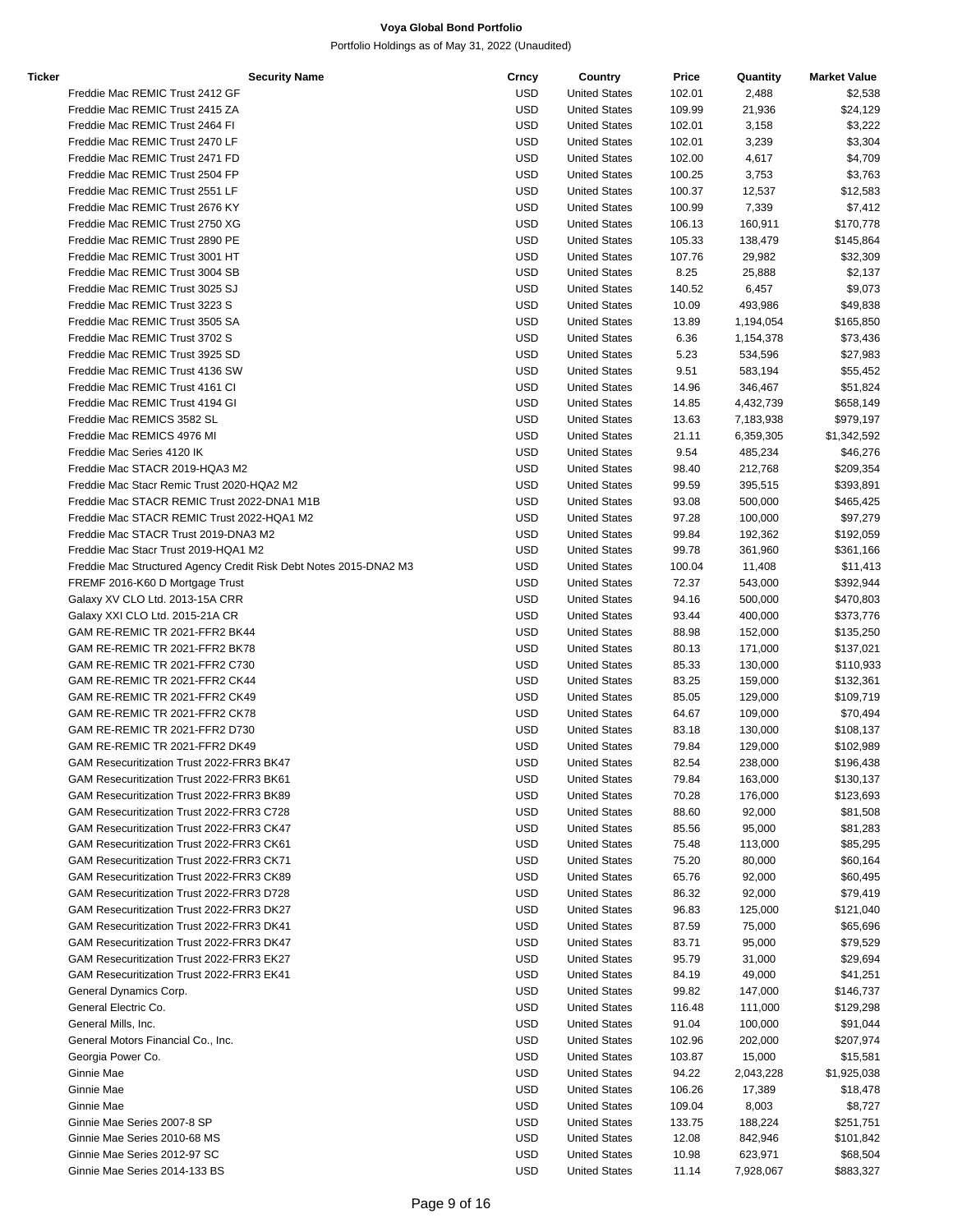# Voya Global Bond Portfolio

Portfolio Holdings as of May 31, 2022 (Unaudited)

| Ticker | Security Name | Crncy | Country | Price | Quantity | Market Value |
|---|---|---|---|---|---|---|
| | Freddie Mac REMIC Trust 2412 GF | USD | United States | 102.01 | 2,488 | $2,538 |
| | Freddie Mac REMIC Trust 2415 ZA | USD | United States | 109.99 | 21,936 | $24,129 |
| | Freddie Mac REMIC Trust 2464 FI | USD | United States | 102.01 | 3,158 | $3,222 |
| | Freddie Mac REMIC Trust 2470 LF | USD | United States | 102.01 | 3,239 | $3,304 |
| | Freddie Mac REMIC Trust 2471 FD | USD | United States | 102.00 | 4,617 | $4,709 |
| | Freddie Mac REMIC Trust 2504 FP | USD | United States | 100.25 | 3,753 | $3,763 |
| | Freddie Mac REMIC Trust 2551 LF | USD | United States | 100.37 | 12,537 | $12,583 |
| | Freddie Mac REMIC Trust 2676 KY | USD | United States | 100.99 | 7,339 | $7,412 |
| | Freddie Mac REMIC Trust 2750 XG | USD | United States | 106.13 | 160,911 | $170,778 |
| | Freddie Mac REMIC Trust 2890 PE | USD | United States | 105.33 | 138,479 | $145,864 |
| | Freddie Mac REMIC Trust 3001 HT | USD | United States | 107.76 | 29,982 | $32,309 |
| | Freddie Mac REMIC Trust 3004 SB | USD | United States | 8.25 | 25,888 | $2,137 |
| | Freddie Mac REMIC Trust 3025 SJ | USD | United States | 140.52 | 6,457 | $9,073 |
| | Freddie Mac REMIC Trust 3223 S | USD | United States | 10.09 | 493,986 | $49,838 |
| | Freddie Mac REMIC Trust 3505 SA | USD | United States | 13.89 | 1,194,054 | $165,850 |
| | Freddie Mac REMIC Trust 3702 S | USD | United States | 6.36 | 1,154,378 | $73,436 |
| | Freddie Mac REMIC Trust 3925 SD | USD | United States | 5.23 | 534,596 | $27,983 |
| | Freddie Mac REMIC Trust 4136 SW | USD | United States | 9.51 | 583,194 | $55,452 |
| | Freddie Mac REMIC Trust 4161 CI | USD | United States | 14.96 | 346,467 | $51,824 |
| | Freddie Mac REMIC Trust 4194 GI | USD | United States | 14.85 | 4,432,739 | $658,149 |
| | Freddie Mac REMICS 3582 SL | USD | United States | 13.63 | 7,183,938 | $979,197 |
| | Freddie Mac REMICS 4976 MI | USD | United States | 21.11 | 6,359,305 | $1,342,592 |
| | Freddie Mac Series 4120 IK | USD | United States | 9.54 | 485,234 | $46,276 |
| | Freddie Mac STACR 2019-HQA3 M2 | USD | United States | 98.40 | 212,768 | $209,354 |
| | Freddie Mac Stacr Remic Trust 2020-HQA2 M2 | USD | United States | 99.59 | 395,515 | $393,891 |
| | Freddie Mac STACR REMIC Trust 2022-DNA1 M1B | USD | United States | 93.08 | 500,000 | $465,425 |
| | Freddie Mac STACR REMIC Trust 2022-HQA1 M2 | USD | United States | 97.28 | 100,000 | $97,279 |
| | Freddie Mac STACR Trust 2019-DNA3 M2 | USD | United States | 99.84 | 192,362 | $192,059 |
| | Freddie Mac Stacr Trust 2019-HQA1 M2 | USD | United States | 99.78 | 361,960 | $361,166 |
| | Freddie Mac Structured Agency Credit Risk Debt Notes 2015-DNA2 M3 | USD | United States | 100.04 | 11,408 | $11,413 |
| | FREMF 2016-K60 D Mortgage Trust | USD | United States | 72.37 | 543,000 | $392,944 |
| | Galaxy XV CLO Ltd. 2013-15A CRR | USD | United States | 94.16 | 500,000 | $470,803 |
| | Galaxy XXI CLO Ltd. 2015-21A CR | USD | United States | 93.44 | 400,000 | $373,776 |
| | GAM RE-REMIC TR 2021-FFR2 BK44 | USD | United States | 88.98 | 152,000 | $135,250 |
| | GAM RE-REMIC TR 2021-FFR2 BK78 | USD | United States | 80.13 | 171,000 | $137,021 |
| | GAM RE-REMIC TR 2021-FFR2 C730 | USD | United States | 85.33 | 130,000 | $110,933 |
| | GAM RE-REMIC TR 2021-FFR2 CK44 | USD | United States | 83.25 | 159,000 | $132,361 |
| | GAM RE-REMIC TR 2021-FFR2 CK49 | USD | United States | 85.05 | 129,000 | $109,719 |
| | GAM RE-REMIC TR 2021-FFR2 CK78 | USD | United States | 64.67 | 109,000 | $70,494 |
| | GAM RE-REMIC TR 2021-FFR2 D730 | USD | United States | 83.18 | 130,000 | $108,137 |
| | GAM RE-REMIC TR 2021-FFR2 DK49 | USD | United States | 79.84 | 129,000 | $102,989 |
| | GAM Resecuritization Trust 2022-FRR3 BK47 | USD | United States | 82.54 | 238,000 | $196,438 |
| | GAM Resecuritization Trust 2022-FRR3 BK61 | USD | United States | 79.84 | 163,000 | $130,137 |
| | GAM Resecuritization Trust 2022-FRR3 BK89 | USD | United States | 70.28 | 176,000 | $123,693 |
| | GAM Resecuritization Trust 2022-FRR3 C728 | USD | United States | 88.60 | 92,000 | $81,508 |
| | GAM Resecuritization Trust 2022-FRR3 CK47 | USD | United States | 85.56 | 95,000 | $81,283 |
| | GAM Resecuritization Trust 2022-FRR3 CK61 | USD | United States | 75.48 | 113,000 | $85,295 |
| | GAM Resecuritization Trust 2022-FRR3 CK71 | USD | United States | 75.20 | 80,000 | $60,164 |
| | GAM Resecuritization Trust 2022-FRR3 CK89 | USD | United States | 65.76 | 92,000 | $60,495 |
| | GAM Resecuritization Trust 2022-FRR3 D728 | USD | United States | 86.32 | 92,000 | $79,419 |
| | GAM Resecuritization Trust 2022-FRR3 DK27 | USD | United States | 96.83 | 125,000 | $121,040 |
| | GAM Resecuritization Trust 2022-FRR3 DK41 | USD | United States | 87.59 | 75,000 | $65,696 |
| | GAM Resecuritization Trust 2022-FRR3 DK47 | USD | United States | 83.71 | 95,000 | $79,529 |
| | GAM Resecuritization Trust 2022-FRR3 EK27 | USD | United States | 95.79 | 31,000 | $29,694 |
| | GAM Resecuritization Trust 2022-FRR3 EK41 | USD | United States | 84.19 | 49,000 | $41,251 |
| | General Dynamics Corp. | USD | United States | 99.82 | 147,000 | $146,737 |
| | General Electric Co. | USD | United States | 116.48 | 111,000 | $129,298 |
| | General Mills, Inc. | USD | United States | 91.04 | 100,000 | $91,044 |
| | General Motors Financial Co., Inc. | USD | United States | 102.96 | 202,000 | $207,974 |
| | Georgia Power Co. | USD | United States | 103.87 | 15,000 | $15,581 |
| | Ginnie Mae | USD | United States | 94.22 | 2,043,228 | $1,925,038 |
| | Ginnie Mae | USD | United States | 106.26 | 17,389 | $18,478 |
| | Ginnie Mae | USD | United States | 109.04 | 8,003 | $8,727 |
| | Ginnie Mae Series 2007-8 SP | USD | United States | 133.75 | 188,224 | $251,751 |
| | Ginnie Mae Series 2010-68 MS | USD | United States | 12.08 | 842,946 | $101,842 |
| | Ginnie Mae Series 2012-97 SC | USD | United States | 10.98 | 623,971 | $68,504 |
| | Ginnie Mae Series 2014-133 BS | USD | United States | 11.14 | 7,928,067 | $883,327 |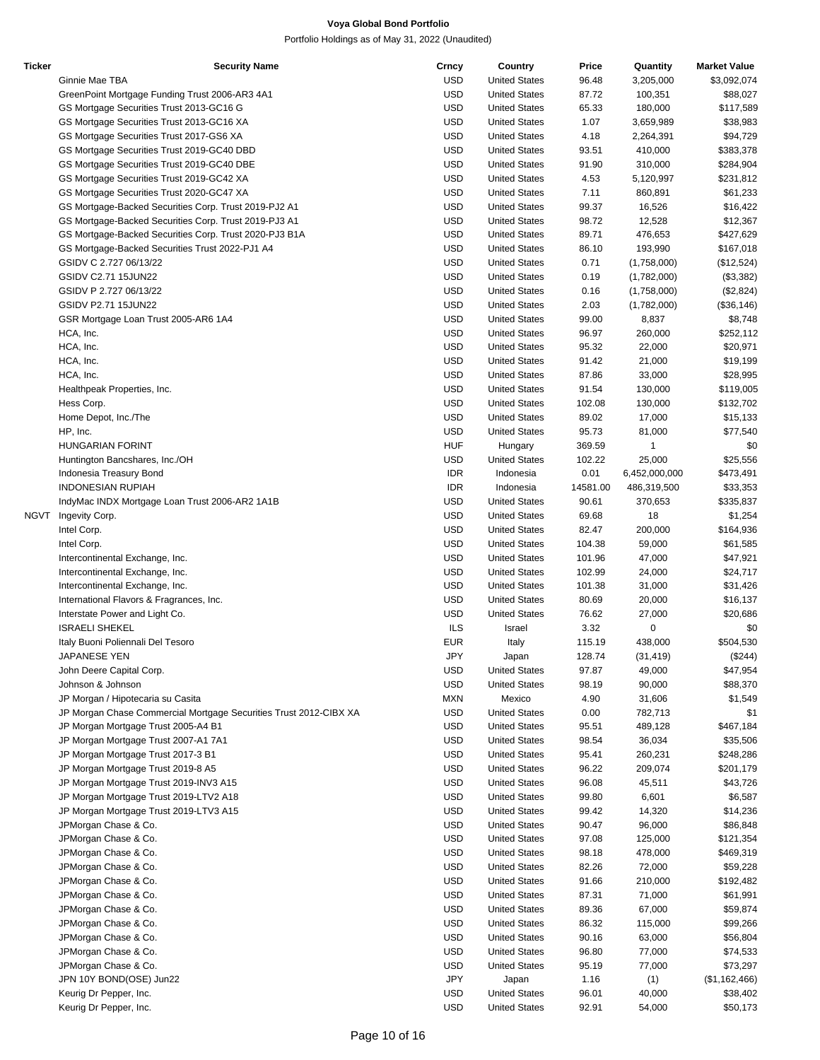# Voya Global Bond Portfolio

Portfolio Holdings as of May 31, 2022 (Unaudited)

| Ticker | Security Name | Crncy | Country | Price | Quantity | Market Value |
|---|---|---|---|---|---|---|
| | Ginnie Mae TBA | USD | United States | 96.48 | 3,205,000 | $3,092,074 |
| | GreenPoint Mortgage Funding Trust 2006-AR3 4A1 | USD | United States | 87.72 | 100,351 | $88,027 |
| | GS Mortgage Securities Trust 2013-GC16 G | USD | United States | 65.33 | 180,000 | $117,589 |
| | GS Mortgage Securities Trust 2013-GC16 XA | USD | United States | 1.07 | 3,659,989 | $38,983 |
| | GS Mortgage Securities Trust 2017-GS6 XA | USD | United States | 4.18 | 2,264,391 | $94,729 |
| | GS Mortgage Securities Trust 2019-GC40 DBD | USD | United States | 93.51 | 410,000 | $383,378 |
| | GS Mortgage Securities Trust 2019-GC40 DBE | USD | United States | 91.90 | 310,000 | $284,904 |
| | GS Mortgage Securities Trust 2019-GC42 XA | USD | United States | 4.53 | 5,120,997 | $231,812 |
| | GS Mortgage Securities Trust 2020-GC47 XA | USD | United States | 7.11 | 860,891 | $61,233 |
| | GS Mortgage-Backed Securities Corp. Trust 2019-PJ2 A1 | USD | United States | 99.37 | 16,526 | $16,422 |
| | GS Mortgage-Backed Securities Corp. Trust 2019-PJ3 A1 | USD | United States | 98.72 | 12,528 | $12,367 |
| | GS Mortgage-Backed Securities Corp. Trust 2020-PJ3 B1A | USD | United States | 89.71 | 476,653 | $427,629 |
| | GS Mortgage-Backed Securities Trust 2022-PJ1 A4 | USD | United States | 86.10 | 193,990 | $167,018 |
| | GSIDV C 2.727 06/13/22 | USD | United States | 0.71 | (1,758,000) | ($12,524) |
| | GSIDV C2.71 15JUN22 | USD | United States | 0.19 | (1,782,000) | ($3,382) |
| | GSIDV P 2.727 06/13/22 | USD | United States | 0.16 | (1,758,000) | ($2,824) |
| | GSIDV P2.71 15JUN22 | USD | United States | 2.03 | (1,782,000) | ($36,146) |
| | GSR Mortgage Loan Trust 2005-AR6 1A4 | USD | United States | 99.00 | 8,837 | $8,748 |
| | HCA, Inc. | USD | United States | 96.97 | 260,000 | $252,112 |
| | HCA, Inc. | USD | United States | 95.32 | 22,000 | $20,971 |
| | HCA, Inc. | USD | United States | 91.42 | 21,000 | $19,199 |
| | HCA, Inc. | USD | United States | 87.86 | 33,000 | $28,995 |
| | Healthpeak Properties, Inc. | USD | United States | 91.54 | 130,000 | $119,005 |
| | Hess Corp. | USD | United States | 102.08 | 130,000 | $132,702 |
| | Home Depot, Inc./The | USD | United States | 89.02 | 17,000 | $15,133 |
| | HP, Inc. | USD | United States | 95.73 | 81,000 | $77,540 |
| | HUNGARIAN FORINT | HUF | Hungary | 369.59 | 1 | $0 |
| | Huntington Bancshares, Inc./OH | USD | United States | 102.22 | 25,000 | $25,556 |
| | Indonesia Treasury Bond | IDR | Indonesia | 0.01 | 6,452,000,000 | $473,491 |
| | INDONESIAN RUPIAH | IDR | Indonesia | 14581.00 | 486,319,500 | $33,353 |
| | IndyMac INDX Mortgage Loan Trust 2006-AR2 1A1B | USD | United States | 90.61 | 370,653 | $335,837 |
| NGVT | Ingevity Corp. | USD | United States | 69.68 | 18 | $1,254 |
| | Intel Corp. | USD | United States | 82.47 | 200,000 | $164,936 |
| | Intel Corp. | USD | United States | 104.38 | 59,000 | $61,585 |
| | Intercontinental Exchange, Inc. | USD | United States | 101.96 | 47,000 | $47,921 |
| | Intercontinental Exchange, Inc. | USD | United States | 102.99 | 24,000 | $24,717 |
| | Intercontinental Exchange, Inc. | USD | United States | 101.38 | 31,000 | $31,426 |
| | International Flavors & Fragrances, Inc. | USD | United States | 80.69 | 20,000 | $16,137 |
| | Interstate Power and Light Co. | USD | United States | 76.62 | 27,000 | $20,686 |
| | ISRAELI SHEKEL | ILS | Israel | 3.32 | 0 | $0 |
| | Italy Buoni Poliennali Del Tesoro | EUR | Italy | 115.19 | 438,000 | $504,530 |
| | JAPANESE YEN | JPY | Japan | 128.74 | (31,419) | ($244) |
| | John Deere Capital Corp. | USD | United States | 97.87 | 49,000 | $47,954 |
| | Johnson & Johnson | USD | United States | 98.19 | 90,000 | $88,370 |
| | JP Morgan / Hipotecaria su Casita | MXN | Mexico | 4.90 | 31,606 | $1,549 |
| | JP Morgan Chase Commercial Mortgage Securities Trust 2012-CIBX XA | USD | United States | 0.00 | 782,713 | $1 |
| | JP Morgan Mortgage Trust 2005-A4 B1 | USD | United States | 95.51 | 489,128 | $467,184 |
| | JP Morgan Mortgage Trust 2007-A1 7A1 | USD | United States | 98.54 | 36,034 | $35,506 |
| | JP Morgan Mortgage Trust 2017-3 B1 | USD | United States | 95.41 | 260,231 | $248,286 |
| | JP Morgan Mortgage Trust 2019-8 A5 | USD | United States | 96.22 | 209,074 | $201,179 |
| | JP Morgan Mortgage Trust 2019-INV3 A15 | USD | United States | 96.08 | 45,511 | $43,726 |
| | JP Morgan Mortgage Trust 2019-LTV2 A18 | USD | United States | 99.80 | 6,601 | $6,587 |
| | JP Morgan Mortgage Trust 2019-LTV3 A15 | USD | United States | 99.42 | 14,320 | $14,236 |
| | JPMorgan Chase & Co. | USD | United States | 90.47 | 96,000 | $86,848 |
| | JPMorgan Chase & Co. | USD | United States | 97.08 | 125,000 | $121,354 |
| | JPMorgan Chase & Co. | USD | United States | 98.18 | 478,000 | $469,319 |
| | JPMorgan Chase & Co. | USD | United States | 82.26 | 72,000 | $59,228 |
| | JPMorgan Chase & Co. | USD | United States | 91.66 | 210,000 | $192,482 |
| | JPMorgan Chase & Co. | USD | United States | 87.31 | 71,000 | $61,991 |
| | JPMorgan Chase & Co. | USD | United States | 89.36 | 67,000 | $59,874 |
| | JPMorgan Chase & Co. | USD | United States | 86.32 | 115,000 | $99,266 |
| | JPMorgan Chase & Co. | USD | United States | 90.16 | 63,000 | $56,804 |
| | JPMorgan Chase & Co. | USD | United States | 96.80 | 77,000 | $74,533 |
| | JPMorgan Chase & Co. | USD | United States | 95.19 | 77,000 | $73,297 |
| | JPN 10Y BOND(OSE) Jun22 | JPY | Japan | 1.16 | (1) | ($1,162,466) |
| | Keurig Dr Pepper, Inc. | USD | United States | 96.01 | 40,000 | $38,402 |
| | Keurig Dr Pepper, Inc. | USD | United States | 92.91 | 54,000 | $50,173 |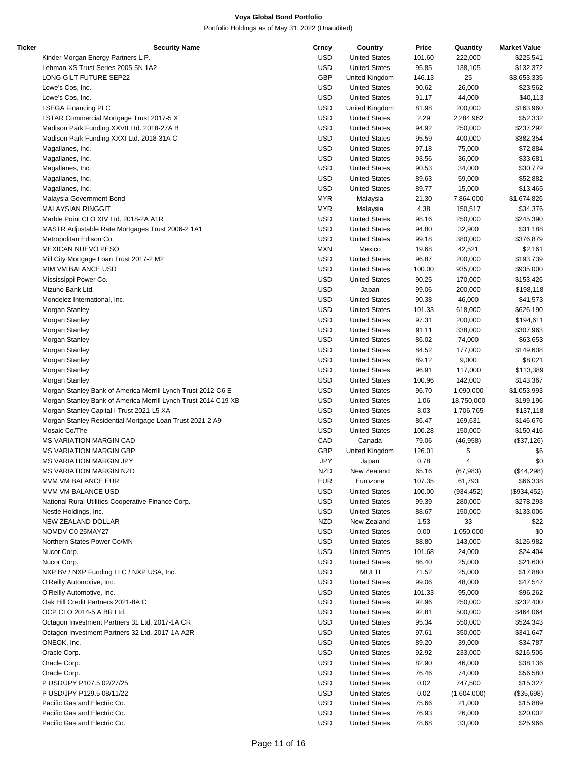# Voya Global Bond Portfolio

Portfolio Holdings as of May 31, 2022 (Unaudited)

| Ticker | Security Name | Crncy | Country | Price | Quantity | Market Value |
|---|---|---|---|---|---|---|
| | Kinder Morgan Energy Partners L.P. | USD | United States | 101.60 | 222,000 | $225,541 |
| | Lehman XS Trust Series 2005-5N 1A2 | USD | United States | 95.85 | 138,105 | $132,372 |
| | LONG GILT FUTURE SEP22 | GBP | United Kingdom | 146.13 | 25 | $3,653,335 |
| | Lowe's Cos, Inc. | USD | United States | 90.62 | 26,000 | $23,562 |
| | Lowe's Cos, Inc. | USD | United States | 91.17 | 44,000 | $40,113 |
| | LSEGA Financing PLC | USD | United Kingdom | 81.98 | 200,000 | $163,960 |
| | LSTAR Commercial Mortgage Trust 2017-5 X | USD | United States | 2.29 | 2,284,962 | $52,332 |
| | Madison Park Funding XXVII Ltd. 2018-27A B | USD | United States | 94.92 | 250,000 | $237,292 |
| | Madison Park Funding XXXI Ltd. 2018-31A C | USD | United States | 95.59 | 400,000 | $382,354 |
| | Magallanes, Inc. | USD | United States | 97.18 | 75,000 | $72,884 |
| | Magallanes, Inc. | USD | United States | 93.56 | 36,000 | $33,681 |
| | Magallanes, Inc. | USD | United States | 90.53 | 34,000 | $30,779 |
| | Magallanes, Inc. | USD | United States | 89.63 | 59,000 | $52,882 |
| | Magallanes, Inc. | USD | United States | 89.77 | 15,000 | $13,465 |
| | Malaysia Government Bond | MYR | Malaysia | 21.30 | 7,864,000 | $1,674,826 |
| | MALAYSIAN RINGGIT | MYR | Malaysia | 4.38 | 150,517 | $34,376 |
| | Marble Point CLO XIV Ltd. 2018-2A A1R | USD | United States | 98.16 | 250,000 | $245,390 |
| | MASTR Adjustable Rate Mortgages Trust 2006-2 1A1 | USD | United States | 94.80 | 32,900 | $31,188 |
| | Metropolitan Edison Co. | USD | United States | 99.18 | 380,000 | $376,879 |
| | MEXICAN NUEVO PESO | MXN | Mexico | 19.68 | 42,521 | $2,161 |
| | Mill City Mortgage Loan Trust 2017-2 M2 | USD | United States | 96.87 | 200,000 | $193,739 |
| | MIM VM BALANCE USD | USD | United States | 100.00 | 935,000 | $935,000 |
| | Mississippi Power Co. | USD | United States | 90.25 | 170,000 | $153,426 |
| | Mizuho Bank Ltd. | USD | Japan | 99.06 | 200,000 | $198,118 |
| | Mondelez International, Inc. | USD | United States | 90.38 | 46,000 | $41,573 |
| | Morgan Stanley | USD | United States | 101.33 | 618,000 | $626,190 |
| | Morgan Stanley | USD | United States | 97.31 | 200,000 | $194,611 |
| | Morgan Stanley | USD | United States | 91.11 | 338,000 | $307,963 |
| | Morgan Stanley | USD | United States | 86.02 | 74,000 | $63,653 |
| | Morgan Stanley | USD | United States | 84.52 | 177,000 | $149,608 |
| | Morgan Stanley | USD | United States | 89.12 | 9,000 | $8,021 |
| | Morgan Stanley | USD | United States | 96.91 | 117,000 | $113,389 |
| | Morgan Stanley | USD | United States | 100.96 | 142,000 | $143,367 |
| | Morgan Stanley Bank of America Merrill Lynch Trust 2012-C6 E | USD | United States | 96.70 | 1,090,000 | $1,053,993 |
| | Morgan Stanley Bank of America Merrill Lynch Trust 2014 C19 XB | USD | United States | 1.06 | 18,750,000 | $199,196 |
| | Morgan Stanley Capital I Trust 2021-L5 XA | USD | United States | 8.03 | 1,706,765 | $137,118 |
| | Morgan Stanley Residential Mortgage Loan Trust 2021-2 A9 | USD | United States | 86.47 | 169,631 | $146,676 |
| | Mosaic Co/The | USD | United States | 100.28 | 150,000 | $150,416 |
| | MS VARIATION MARGIN CAD | CAD | Canada | 79.06 | (46,958) | ($37,126) |
| | MS VARIATION MARGIN GBP | GBP | United Kingdom | 126.01 | 5 | $6 |
| | MS VARIATION MARGIN JPY | JPY | Japan | 0.78 | 4 | $0 |
| | MS VARIATION MARGIN NZD | NZD | New Zealand | 65.16 | (67,983) | ($44,298) |
| | MVM VM BALANCE EUR | EUR | Eurozone | 107.35 | 61,793 | $66,338 |
| | MVM VM BALANCE USD | USD | United States | 100.00 | (934,452) | ($934,452) |
| | National Rural Utilities Cooperative Finance Corp. | USD | United States | 99.39 | 280,000 | $278,293 |
| | Nestle Holdings, Inc. | USD | United States | 88.67 | 150,000 | $133,006 |
| | NEW ZEALAND DOLLAR | NZD | New Zealand | 1.53 | 33 | $22 |
| | NOMDV C0 25MAY27 | USD | United States | 0.00 | 1,050,000 | $0 |
| | Northern States Power Co/MN | USD | United States | 88.80 | 143,000 | $126,982 |
| | Nucor Corp. | USD | United States | 101.68 | 24,000 | $24,404 |
| | Nucor Corp. | USD | United States | 86.40 | 25,000 | $21,600 |
| | NXP BV / NXP Funding LLC / NXP USA, Inc. | USD | MULTI | 71.52 | 25,000 | $17,880 |
| | O'Reilly Automotive, Inc. | USD | United States | 99.06 | 48,000 | $47,547 |
| | O'Reilly Automotive, Inc. | USD | United States | 101.33 | 95,000 | $96,262 |
| | Oak Hill Credit Partners 2021-8A C | USD | United States | 92.96 | 250,000 | $232,400 |
| | OCP CLO 2014-5 A BR Ltd. | USD | United States | 92.81 | 500,000 | $464,064 |
| | Octagon Investment Partners 31 Ltd. 2017-1A CR | USD | United States | 95.34 | 550,000 | $524,343 |
| | Octagon Investment Partners 32 Ltd. 2017-1A A2R | USD | United States | 97.61 | 350,000 | $341,647 |
| | ONEOK, Inc. | USD | United States | 89.20 | 39,000 | $34,787 |
| | Oracle Corp. | USD | United States | 92.92 | 233,000 | $216,506 |
| | Oracle Corp. | USD | United States | 82.90 | 46,000 | $38,136 |
| | Oracle Corp. | USD | United States | 76.46 | 74,000 | $56,580 |
| | P USD/JPY P107.5 02/27/25 | USD | United States | 0.02 | 747,500 | $15,327 |
| | P USD/JPY P129.5 08/11/22 | USD | United States | 0.02 | (1,604,000) | ($35,698) |
| | Pacific Gas and Electric Co. | USD | United States | 75.66 | 21,000 | $15,889 |
| | Pacific Gas and Electric Co. | USD | United States | 76.93 | 26,000 | $20,002 |
| | Pacific Gas and Electric Co. | USD | United States | 78.68 | 33,000 | $25,966 |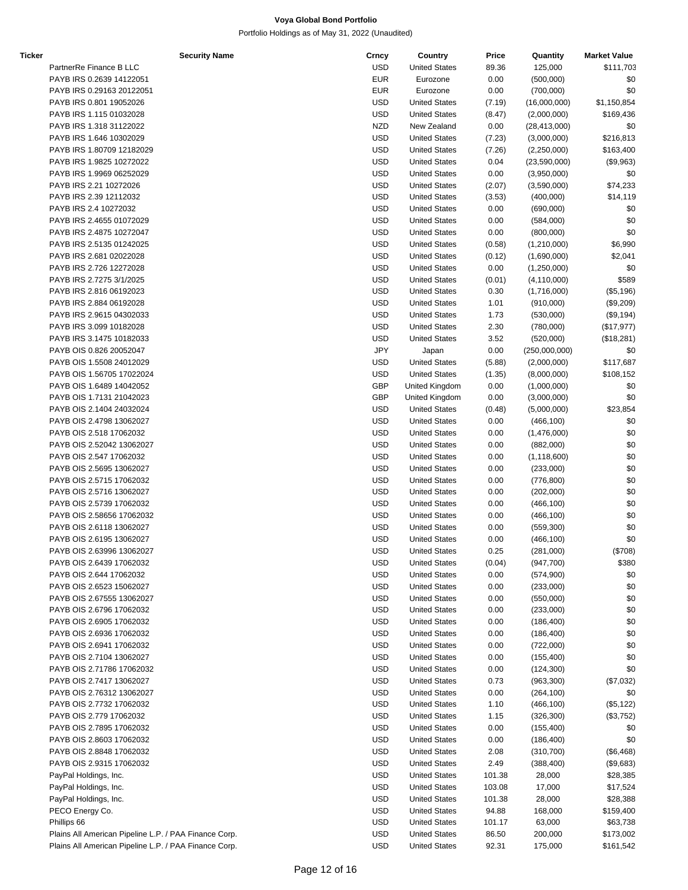**Voya Global Bond Portfolio**

Portfolio Holdings as of May 31, 2022 (Unaudited)

| Ticker | Security Name | Crncy | Country | Price | Quantity | Market Value |
|---|---|---|---|---|---|---|
| | PartnerRe Finance B LLC | USD | United States | 89.36 | 125,000 | $111,703 |
| | PAYB IRS 0.2639 14122051 | EUR | Eurozone | 0.00 | (500,000) | $0 |
| | PAYB IRS 0.29163 20122051 | EUR | Eurozone | 0.00 | (700,000) | $0 |
| | PAYB IRS 0.801 19052026 | USD | United States | (7.19) | (16,000,000) | $1,150,854 |
| | PAYB IRS 1.115 01032028 | USD | United States | (8.47) | (2,000,000) | $169,436 |
| | PAYB IRS 1.318 31122022 | NZD | New Zealand | 0.00 | (28,413,000) | $0 |
| | PAYB IRS 1.646 10302029 | USD | United States | (7.23) | (3,000,000) | $216,813 |
| | PAYB IRS 1.80709 12182029 | USD | United States | (7.26) | (2,250,000) | $163,400 |
| | PAYB IRS 1.9825 10272022 | USD | United States | 0.04 | (23,590,000) | ($9,963) |
| | PAYB IRS 1.9969 06252029 | USD | United States | 0.00 | (3,950,000) | $0 |
| | PAYB IRS 2.21 10272026 | USD | United States | (2.07) | (3,590,000) | $74,233 |
| | PAYB IRS 2.39 12112032 | USD | United States | (3.53) | (400,000) | $14,119 |
| | PAYB IRS 2.4 10272032 | USD | United States | 0.00 | (690,000) | $0 |
| | PAYB IRS 2.4655 01072029 | USD | United States | 0.00 | (584,000) | $0 |
| | PAYB IRS 2.4875 10272047 | USD | United States | 0.00 | (800,000) | $0 |
| | PAYB IRS 2.5135 01242025 | USD | United States | (0.58) | (1,210,000) | $6,990 |
| | PAYB IRS 2.681 02022028 | USD | United States | (0.12) | (1,690,000) | $2,041 |
| | PAYB IRS 2.726 12272028 | USD | United States | 0.00 | (1,250,000) | $0 |
| | PAYB IRS 2.7275 3/1/2025 | USD | United States | (0.01) | (4,110,000) | $589 |
| | PAYB IRS 2.816 06192023 | USD | United States | 0.30 | (1,716,000) | ($5,196) |
| | PAYB IRS 2.884 06192028 | USD | United States | 1.01 | (910,000) | ($9,209) |
| | PAYB IRS 2.9615 04302033 | USD | United States | 1.73 | (530,000) | ($9,194) |
| | PAYB IRS 3.099 10182028 | USD | United States | 2.30 | (780,000) | ($17,977) |
| | PAYB IRS 3.1475 10182033 | USD | United States | 3.52 | (520,000) | ($18,281) |
| | PAYB OIS 0.826 20052047 | JPY | Japan | 0.00 | (250,000,000) | $0 |
| | PAYB OIS 1.5508 24012029 | USD | United States | (5.88) | (2,000,000) | $117,687 |
| | PAYB OIS 1.56705 17022024 | USD | United States | (1.35) | (8,000,000) | $108,152 |
| | PAYB OIS 1.6489 14042052 | GBP | United Kingdom | 0.00 | (1,000,000) | $0 |
| | PAYB OIS 1.7131 21042023 | GBP | United Kingdom | 0.00 | (3,000,000) | $0 |
| | PAYB OIS 2.1404 24032024 | USD | United States | (0.48) | (5,000,000) | $23,854 |
| | PAYB OIS 2.4798 13062027 | USD | United States | 0.00 | (466,100) | $0 |
| | PAYB OIS 2.518 17062032 | USD | United States | 0.00 | (1,476,000) | $0 |
| | PAYB OIS 2.52042 13062027 | USD | United States | 0.00 | (882,000) | $0 |
| | PAYB OIS 2.547 17062032 | USD | United States | 0.00 | (1,118,600) | $0 |
| | PAYB OIS 2.5695 13062027 | USD | United States | 0.00 | (233,000) | $0 |
| | PAYB OIS 2.5715 17062032 | USD | United States | 0.00 | (776,800) | $0 |
| | PAYB OIS 2.5716 13062027 | USD | United States | 0.00 | (202,000) | $0 |
| | PAYB OIS 2.5739 17062032 | USD | United States | 0.00 | (466,100) | $0 |
| | PAYB OIS 2.58656 17062032 | USD | United States | 0.00 | (466,100) | $0 |
| | PAYB OIS 2.6118 13062027 | USD | United States | 0.00 | (559,300) | $0 |
| | PAYB OIS 2.6195 13062027 | USD | United States | 0.00 | (466,100) | $0 |
| | PAYB OIS 2.63996 13062027 | USD | United States | 0.25 | (281,000) | ($708) |
| | PAYB OIS 2.6439 17062032 | USD | United States | (0.04) | (947,700) | $380 |
| | PAYB OIS 2.644 17062032 | USD | United States | 0.00 | (574,900) | $0 |
| | PAYB OIS 2.6523 15062027 | USD | United States | 0.00 | (233,000) | $0 |
| | PAYB OIS 2.67555 13062027 | USD | United States | 0.00 | (550,000) | $0 |
| | PAYB OIS 2.6796 17062032 | USD | United States | 0.00 | (233,000) | $0 |
| | PAYB OIS 2.6905 17062032 | USD | United States | 0.00 | (186,400) | $0 |
| | PAYB OIS 2.6936 17062032 | USD | United States | 0.00 | (186,400) | $0 |
| | PAYB OIS 2.6941 17062032 | USD | United States | 0.00 | (722,000) | $0 |
| | PAYB OIS 2.7104 13062027 | USD | United States | 0.00 | (155,400) | $0 |
| | PAYB OIS 2.71786 17062032 | USD | United States | 0.00 | (124,300) | $0 |
| | PAYB OIS 2.7417 13062027 | USD | United States | 0.73 | (963,300) | ($7,032) |
| | PAYB OIS 2.76312 13062027 | USD | United States | 0.00 | (264,100) | $0 |
| | PAYB OIS 2.7732 17062032 | USD | United States | 1.10 | (466,100) | ($5,122) |
| | PAYB OIS 2.779 17062032 | USD | United States | 1.15 | (326,300) | ($3,752) |
| | PAYB OIS 2.7895 17062032 | USD | United States | 0.00 | (155,400) | $0 |
| | PAYB OIS 2.8603 17062032 | USD | United States | 0.00 | (186,400) | $0 |
| | PAYB OIS 2.8848 17062032 | USD | United States | 2.08 | (310,700) | ($6,468) |
| | PAYB OIS 2.9315 17062032 | USD | United States | 2.49 | (388,400) | ($9,683) |
| | PayPal Holdings, Inc. | USD | United States | 101.38 | 28,000 | $28,385 |
| | PayPal Holdings, Inc. | USD | United States | 103.08 | 17,000 | $17,524 |
| | PayPal Holdings, Inc. | USD | United States | 101.38 | 28,000 | $28,388 |
| | PECO Energy Co. | USD | United States | 94.88 | 168,000 | $159,400 |
| | Phillips 66 | USD | United States | 101.17 | 63,000 | $63,738 |
| | Plains All American Pipeline L.P. / PAA Finance Corp. | USD | United States | 86.50 | 200,000 | $173,002 |
| | Plains All American Pipeline L.P. / PAA Finance Corp. | USD | United States | 92.31 | 175,000 | $161,542 |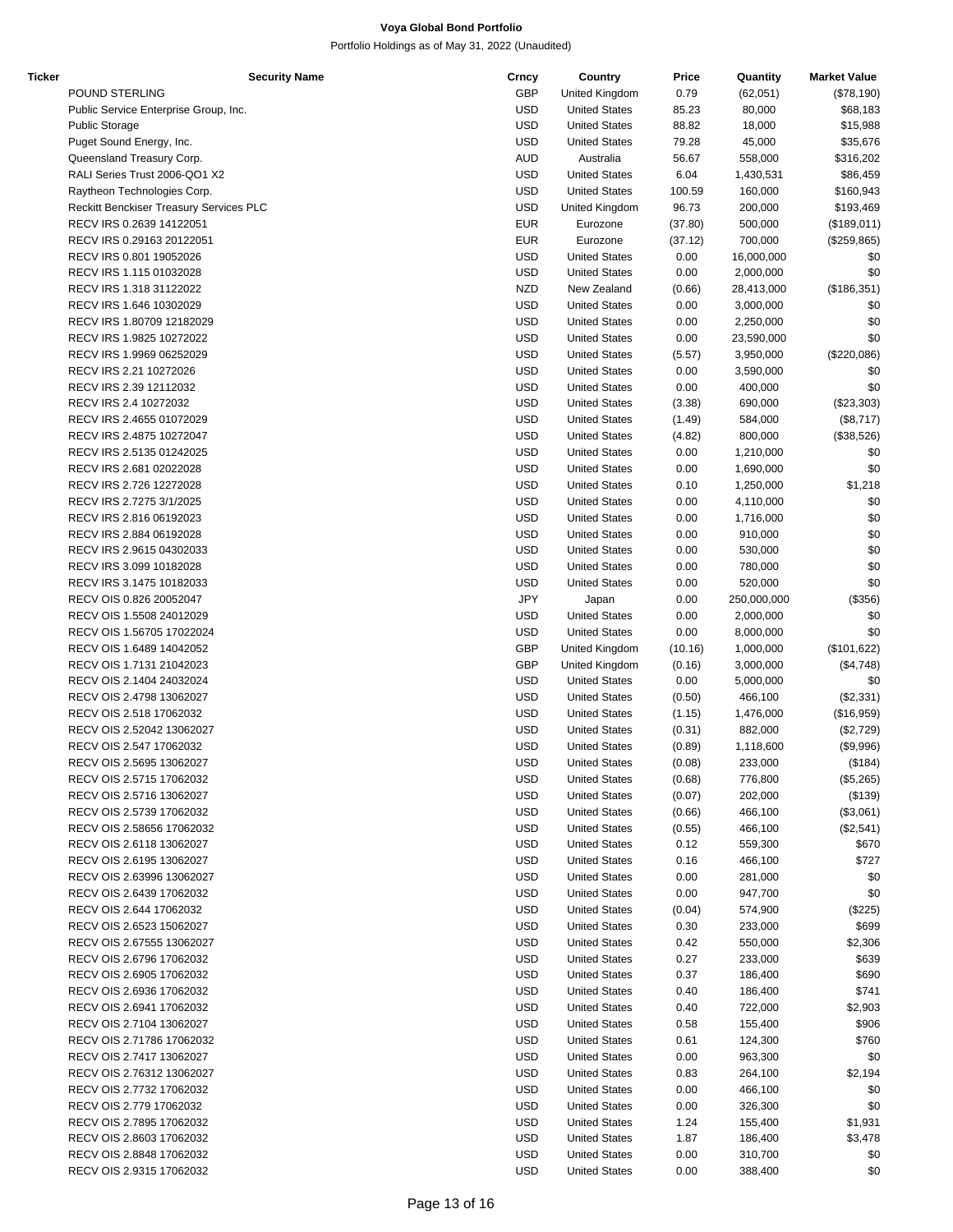**Voya Global Bond Portfolio**

Portfolio Holdings as of May 31, 2022 (Unaudited)

| Ticker | Security Name | Crncy | Country | Price | Quantity | Market Value |
|---|---|---|---|---|---|---|
| | POUND STERLING | GBP | United Kingdom | 0.79 | (62,051) | ($78,190) |
| | Public Service Enterprise Group, Inc. | USD | United States | 85.23 | 80,000 | $68,183 |
| | Public Storage | USD | United States | 88.82 | 18,000 | $15,988 |
| | Puget Sound Energy, Inc. | USD | United States | 79.28 | 45,000 | $35,676 |
| | Queensland Treasury Corp. | AUD | Australia | 56.67 | 558,000 | $316,202 |
| | RALI Series Trust 2006-QO1 X2 | USD | United States | 6.04 | 1,430,531 | $86,459 |
| | Raytheon Technologies Corp. | USD | United States | 100.59 | 160,000 | $160,943 |
| | Reckitt Benckiser Treasury Services PLC | USD | United Kingdom | 96.73 | 200,000 | $193,469 |
| | RECV IRS 0.2639 14122051 | EUR | Eurozone | (37.80) | 500,000 | ($189,011) |
| | RECV IRS 0.29163 20122051 | EUR | Eurozone | (37.12) | 700,000 | ($259,865) |
| | RECV IRS 0.801 19052026 | USD | United States | 0.00 | 16,000,000 | $0 |
| | RECV IRS 1.115 01032028 | USD | United States | 0.00 | 2,000,000 | $0 |
| | RECV IRS 1.318 31122022 | NZD | New Zealand | (0.66) | 28,413,000 | ($186,351) |
| | RECV IRS 1.646 10302029 | USD | United States | 0.00 | 3,000,000 | $0 |
| | RECV IRS 1.80709 12182029 | USD | United States | 0.00 | 2,250,000 | $0 |
| | RECV IRS 1.9825 10272022 | USD | United States | 0.00 | 23,590,000 | $0 |
| | RECV IRS 1.9969 06252029 | USD | United States | (5.57) | 3,950,000 | ($220,086) |
| | RECV IRS 2.21 10272026 | USD | United States | 0.00 | 3,590,000 | $0 |
| | RECV IRS 2.39 12112032 | USD | United States | 0.00 | 400,000 | $0 |
| | RECV IRS 2.4 10272032 | USD | United States | (3.38) | 690,000 | ($23,303) |
| | RECV IRS 2.4655 01072029 | USD | United States | (1.49) | 584,000 | ($8,717) |
| | RECV IRS 2.4875 10272047 | USD | United States | (4.82) | 800,000 | ($38,526) |
| | RECV IRS 2.5135 01242025 | USD | United States | 0.00 | 1,210,000 | $0 |
| | RECV IRS 2.681 02022028 | USD | United States | 0.00 | 1,690,000 | $0 |
| | RECV IRS 2.726 12272028 | USD | United States | 0.10 | 1,250,000 | $1,218 |
| | RECV IRS 2.7275 3/1/2025 | USD | United States | 0.00 | 4,110,000 | $0 |
| | RECV IRS 2.816 06192023 | USD | United States | 0.00 | 1,716,000 | $0 |
| | RECV IRS 2.884 06192028 | USD | United States | 0.00 | 910,000 | $0 |
| | RECV IRS 2.9615 04302033 | USD | United States | 0.00 | 530,000 | $0 |
| | RECV IRS 3.099 10182028 | USD | United States | 0.00 | 780,000 | $0 |
| | RECV IRS 3.1475 10182033 | USD | United States | 0.00 | 520,000 | $0 |
| | RECV OIS 0.826 20052047 | JPY | Japan | 0.00 | 250,000,000 | ($356) |
| | RECV OIS 1.5508 24012029 | USD | United States | 0.00 | 2,000,000 | $0 |
| | RECV OIS 1.56705 17022024 | USD | United States | 0.00 | 8,000,000 | $0 |
| | RECV OIS 1.6489 14042052 | GBP | United Kingdom | (10.16) | 1,000,000 | ($101,622) |
| | RECV OIS 1.7131 21042023 | GBP | United Kingdom | (0.16) | 3,000,000 | ($4,748) |
| | RECV OIS 2.1404 24032024 | USD | United States | 0.00 | 5,000,000 | $0 |
| | RECV OIS 2.4798 13062027 | USD | United States | (0.50) | 466,100 | ($2,331) |
| | RECV OIS 2.518 17062032 | USD | United States | (1.15) | 1,476,000 | ($16,959) |
| | RECV OIS 2.52042 13062027 | USD | United States | (0.31) | 882,000 | ($2,729) |
| | RECV OIS 2.547 17062032 | USD | United States | (0.89) | 1,118,600 | ($9,996) |
| | RECV OIS 2.5695 13062027 | USD | United States | (0.08) | 233,000 | ($184) |
| | RECV OIS 2.5715 17062032 | USD | United States | (0.68) | 776,800 | ($5,265) |
| | RECV OIS 2.5716 13062027 | USD | United States | (0.07) | 202,000 | ($139) |
| | RECV OIS 2.5739 17062032 | USD | United States | (0.66) | 466,100 | ($3,061) |
| | RECV OIS 2.58656 17062032 | USD | United States | (0.55) | 466,100 | ($2,541) |
| | RECV OIS 2.6118 13062027 | USD | United States | 0.12 | 559,300 | $670 |
| | RECV OIS 2.6195 13062027 | USD | United States | 0.16 | 466,100 | $727 |
| | RECV OIS 2.63996 13062027 | USD | United States | 0.00 | 281,000 | $0 |
| | RECV OIS 2.6439 17062032 | USD | United States | 0.00 | 947,700 | $0 |
| | RECV OIS 2.644 17062032 | USD | United States | (0.04) | 574,900 | ($225) |
| | RECV OIS 2.6523 15062027 | USD | United States | 0.30 | 233,000 | $699 |
| | RECV OIS 2.67555 13062027 | USD | United States | 0.42 | 550,000 | $2,306 |
| | RECV OIS 2.6796 17062032 | USD | United States | 0.27 | 233,000 | $639 |
| | RECV OIS 2.6905 17062032 | USD | United States | 0.37 | 186,400 | $690 |
| | RECV OIS 2.6936 17062032 | USD | United States | 0.40 | 186,400 | $741 |
| | RECV OIS 2.6941 17062032 | USD | United States | 0.40 | 722,000 | $2,903 |
| | RECV OIS 2.7104 13062027 | USD | United States | 0.58 | 155,400 | $906 |
| | RECV OIS 2.71786 17062032 | USD | United States | 0.61 | 124,300 | $760 |
| | RECV OIS 2.7417 13062027 | USD | United States | 0.00 | 963,300 | $0 |
| | RECV OIS 2.76312 13062027 | USD | United States | 0.83 | 264,100 | $2,194 |
| | RECV OIS 2.7732 17062032 | USD | United States | 0.00 | 466,100 | $0 |
| | RECV OIS 2.779 17062032 | USD | United States | 0.00 | 326,300 | $0 |
| | RECV OIS 2.7895 17062032 | USD | United States | 1.24 | 155,400 | $1,931 |
| | RECV OIS 2.8603 17062032 | USD | United States | 1.87 | 186,400 | $3,478 |
| | RECV OIS 2.8848 17062032 | USD | United States | 0.00 | 310,700 | $0 |
| | RECV OIS 2.9315 17062032 | USD | United States | 0.00 | 388,400 | $0 |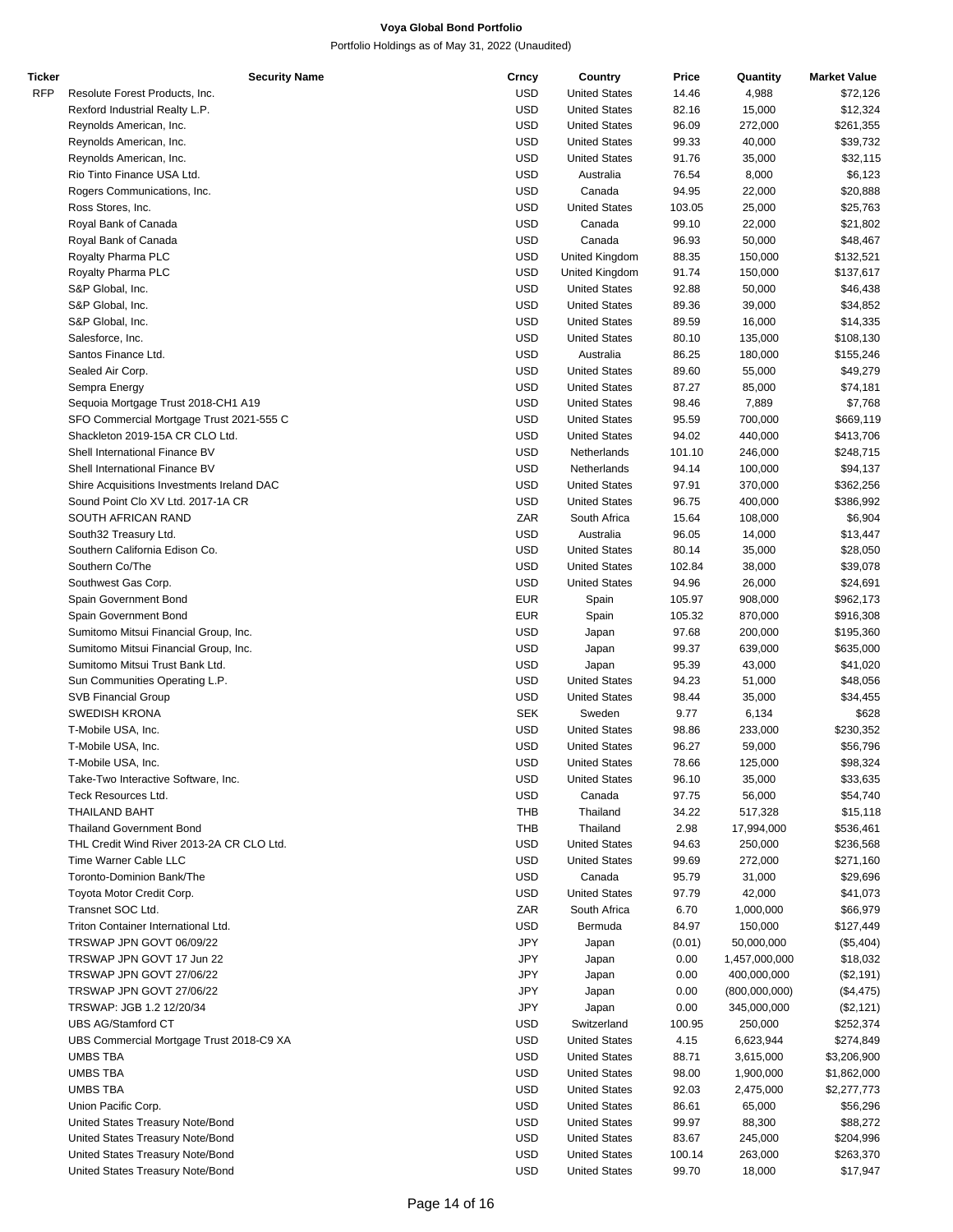# Voya Global Bond Portfolio

Portfolio Holdings as of May 31, 2022 (Unaudited)

| Ticker | Security Name | Crncy | Country | Price | Quantity | Market Value |
|---|---|---|---|---|---|---|
| RFP | Resolute Forest Products, Inc. | USD | United States | 14.46 | 4,988 | $72,126 |
| | Rexford Industrial Realty L.P. | USD | United States | 82.16 | 15,000 | $12,324 |
| | Reynolds American, Inc. | USD | United States | 96.09 | 272,000 | $261,355 |
| | Reynolds American, Inc. | USD | United States | 99.33 | 40,000 | $39,732 |
| | Reynolds American, Inc. | USD | United States | 91.76 | 35,000 | $32,115 |
| | Rio Tinto Finance USA Ltd. | USD | Australia | 76.54 | 8,000 | $6,123 |
| | Rogers Communications, Inc. | USD | Canada | 94.95 | 22,000 | $20,888 |
| | Ross Stores, Inc. | USD | United States | 103.05 | 25,000 | $25,763 |
| | Royal Bank of Canada | USD | Canada | 99.10 | 22,000 | $21,802 |
| | Royal Bank of Canada | USD | Canada | 96.93 | 50,000 | $48,467 |
| | Royalty Pharma PLC | USD | United Kingdom | 88.35 | 150,000 | $132,521 |
| | Royalty Pharma PLC | USD | United Kingdom | 91.74 | 150,000 | $137,617 |
| | S&P Global, Inc. | USD | United States | 92.88 | 50,000 | $46,438 |
| | S&P Global, Inc. | USD | United States | 89.36 | 39,000 | $34,852 |
| | S&P Global, Inc. | USD | United States | 89.59 | 16,000 | $14,335 |
| | Salesforce, Inc. | USD | United States | 80.10 | 135,000 | $108,130 |
| | Santos Finance Ltd. | USD | Australia | 86.25 | 180,000 | $155,246 |
| | Sealed Air Corp. | USD | United States | 89.60 | 55,000 | $49,279 |
| | Sempra Energy | USD | United States | 87.27 | 85,000 | $74,181 |
| | Sequoia Mortgage Trust 2018-CH1 A19 | USD | United States | 98.46 | 7,889 | $7,768 |
| | SFO Commercial Mortgage Trust 2021-555 C | USD | United States | 95.59 | 700,000 | $669,119 |
| | Shackleton 2019-15A CR CLO Ltd. | USD | United States | 94.02 | 440,000 | $413,706 |
| | Shell International Finance BV | USD | Netherlands | 101.10 | 246,000 | $248,715 |
| | Shell International Finance BV | USD | Netherlands | 94.14 | 100,000 | $94,137 |
| | Shire Acquisitions Investments Ireland DAC | USD | United States | 97.91 | 370,000 | $362,256 |
| | Sound Point Clo XV Ltd. 2017-1A CR | USD | United States | 96.75 | 400,000 | $386,992 |
| | SOUTH AFRICAN RAND | ZAR | South Africa | 15.64 | 108,000 | $6,904 |
| | South32 Treasury Ltd. | USD | Australia | 96.05 | 14,000 | $13,447 |
| | Southern California Edison Co. | USD | United States | 80.14 | 35,000 | $28,050 |
| | Southern Co/The | USD | United States | 102.84 | 38,000 | $39,078 |
| | Southwest Gas Corp. | USD | United States | 94.96 | 26,000 | $24,691 |
| | Spain Government Bond | EUR | Spain | 105.97 | 908,000 | $962,173 |
| | Spain Government Bond | EUR | Spain | 105.32 | 870,000 | $916,308 |
| | Sumitomo Mitsui Financial Group, Inc. | USD | Japan | 97.68 | 200,000 | $195,360 |
| | Sumitomo Mitsui Financial Group, Inc. | USD | Japan | 99.37 | 639,000 | $635,000 |
| | Sumitomo Mitsui Trust Bank Ltd. | USD | Japan | 95.39 | 43,000 | $41,020 |
| | Sun Communities Operating L.P. | USD | United States | 94.23 | 51,000 | $48,056 |
| | SVB Financial Group | USD | United States | 98.44 | 35,000 | $34,455 |
| | SWEDISH KRONA | SEK | Sweden | 9.77 | 6,134 | $628 |
| | T-Mobile USA, Inc. | USD | United States | 98.86 | 233,000 | $230,352 |
| | T-Mobile USA, Inc. | USD | United States | 96.27 | 59,000 | $56,796 |
| | T-Mobile USA, Inc. | USD | United States | 78.66 | 125,000 | $98,324 |
| | Take-Two Interactive Software, Inc. | USD | United States | 96.10 | 35,000 | $33,635 |
| | Teck Resources Ltd. | USD | Canada | 97.75 | 56,000 | $54,740 |
| | THAILAND BAHT | THB | Thailand | 34.22 | 517,328 | $15,118 |
| | Thailand Government Bond | THB | Thailand | 2.98 | 17,994,000 | $536,461 |
| | THL Credit Wind River 2013-2A CR CLO Ltd. | USD | United States | 94.63 | 250,000 | $236,568 |
| | Time Warner Cable LLC | USD | United States | 99.69 | 272,000 | $271,160 |
| | Toronto-Dominion Bank/The | USD | Canada | 95.79 | 31,000 | $29,696 |
| | Toyota Motor Credit Corp. | USD | United States | 97.79 | 42,000 | $41,073 |
| | Transnet SOC Ltd. | ZAR | South Africa | 6.70 | 1,000,000 | $66,979 |
| | Triton Container International Ltd. | USD | Bermuda | 84.97 | 150,000 | $127,449 |
| | TRSWAP JPN GOVT 06/09/22 | JPY | Japan | (0.01) | 50,000,000 | ($5,404) |
| | TRSWAP JPN GOVT 17 Jun 22 | JPY | Japan | 0.00 | 1,457,000,000 | $18,032 |
| | TRSWAP JPN GOVT 27/06/22 | JPY | Japan | 0.00 | 400,000,000 | ($2,191) |
| | TRSWAP JPN GOVT 27/06/22 | JPY | Japan | 0.00 | (800,000,000) | ($4,475) |
| | TRSWAP: JGB 1.2 12/20/34 | JPY | Japan | 0.00 | 345,000,000 | ($2,121) |
| | UBS AG/Stamford CT | USD | Switzerland | 100.95 | 250,000 | $252,374 |
| | UBS Commercial Mortgage Trust 2018-C9 XA | USD | United States | 4.15 | 6,623,944 | $274,849 |
| | UMBS TBA | USD | United States | 88.71 | 3,615,000 | $3,206,900 |
| | UMBS TBA | USD | United States | 98.00 | 1,900,000 | $1,862,000 |
| | UMBS TBA | USD | United States | 92.03 | 2,475,000 | $2,277,773 |
| | Union Pacific Corp. | USD | United States | 86.61 | 65,000 | $56,296 |
| | United States Treasury Note/Bond | USD | United States | 99.97 | 88,300 | $88,272 |
| | United States Treasury Note/Bond | USD | United States | 83.67 | 245,000 | $204,996 |
| | United States Treasury Note/Bond | USD | United States | 100.14 | 263,000 | $263,370 |
| | United States Treasury Note/Bond | USD | United States | 99.70 | 18,000 | $17,947 |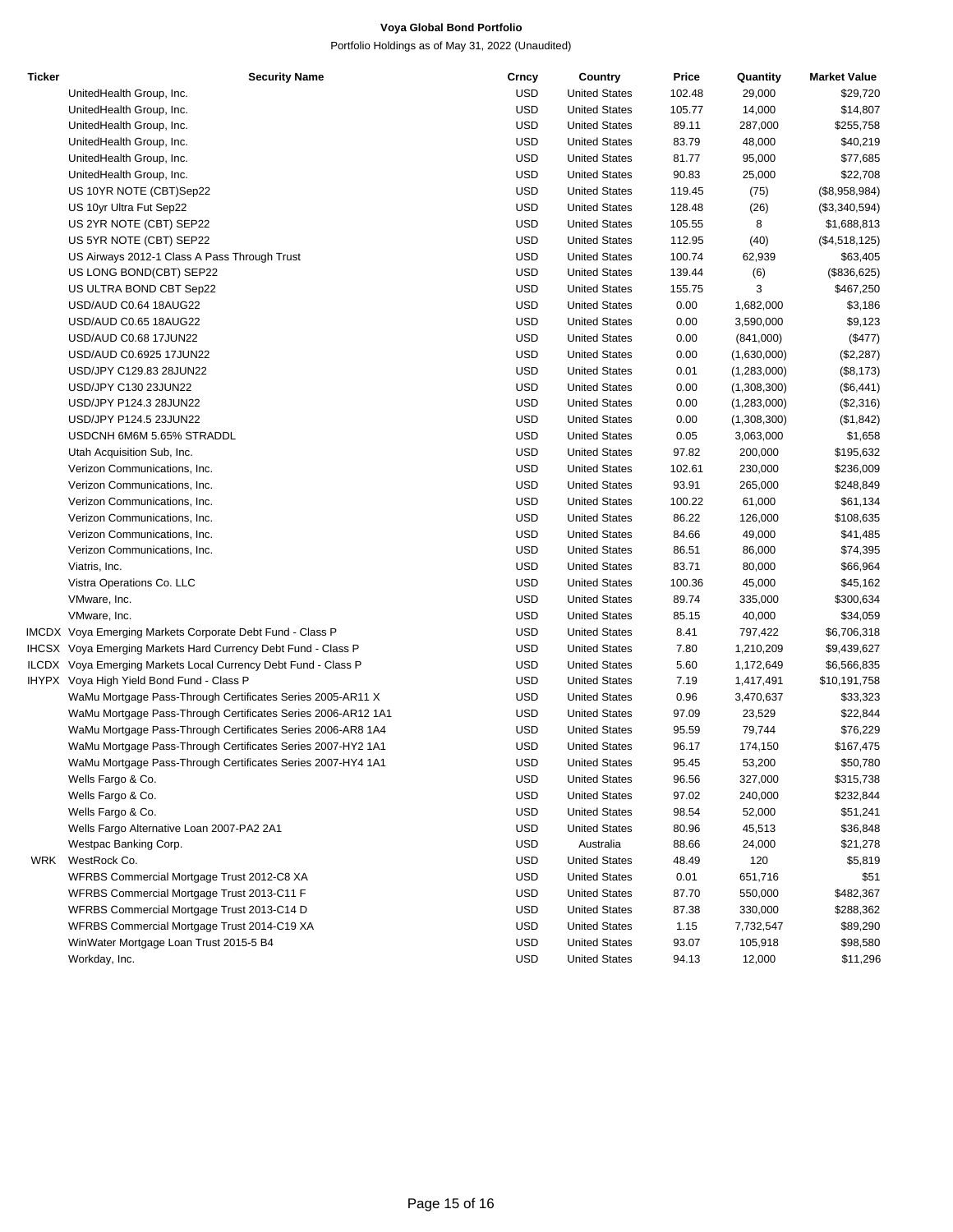**Voya Global Bond Portfolio**

Portfolio Holdings as of May 31, 2022 (Unaudited)

| Ticker | Security Name | Crncy | Country | Price | Quantity | Market Value |
|---|---|---|---|---|---|---|
| | UnitedHealth Group, Inc. | USD | United States | 102.48 | 29,000 | $29,720 |
| | UnitedHealth Group, Inc. | USD | United States | 105.77 | 14,000 | $14,807 |
| | UnitedHealth Group, Inc. | USD | United States | 89.11 | 287,000 | $255,758 |
| | UnitedHealth Group, Inc. | USD | United States | 83.79 | 48,000 | $40,219 |
| | UnitedHealth Group, Inc. | USD | United States | 81.77 | 95,000 | $77,685 |
| | UnitedHealth Group, Inc. | USD | United States | 90.83 | 25,000 | $22,708 |
| | US 10YR NOTE (CBT)Sep22 | USD | United States | 119.45 | (75) | ($8,958,984) |
| | US 10yr Ultra Fut Sep22 | USD | United States | 128.48 | (26) | ($3,340,594) |
| | US 2YR NOTE (CBT) SEP22 | USD | United States | 105.55 | 8 | $1,688,813 |
| | US 5YR NOTE (CBT) SEP22 | USD | United States | 112.95 | (40) | ($4,518,125) |
| | US Airways 2012-1 Class A Pass Through Trust | USD | United States | 100.74 | 62,939 | $63,405 |
| | US LONG BOND(CBT) SEP22 | USD | United States | 139.44 | (6) | ($836,625) |
| | US ULTRA BOND CBT Sep22 | USD | United States | 155.75 | 3 | $467,250 |
| | USD/AUD C0.64 18AUG22 | USD | United States | 0.00 | 1,682,000 | $3,186 |
| | USD/AUD C0.65 18AUG22 | USD | United States | 0.00 | 3,590,000 | $9,123 |
| | USD/AUD C0.68 17JUN22 | USD | United States | 0.00 | (841,000) | ($477) |
| | USD/AUD C0.6925 17JUN22 | USD | United States | 0.00 | (1,630,000) | ($2,287) |
| | USD/JPY C129.83 28JUN22 | USD | United States | 0.01 | (1,283,000) | ($8,173) |
| | USD/JPY C130 23JUN22 | USD | United States | 0.00 | (1,308,300) | ($6,441) |
| | USD/JPY P124.3 28JUN22 | USD | United States | 0.00 | (1,283,000) | ($2,316) |
| | USD/JPY P124.5 23JUN22 | USD | United States | 0.00 | (1,308,300) | ($1,842) |
| | USDCNH 6M6M 5.65% STRADDL | USD | United States | 0.05 | 3,063,000 | $1,658 |
| | Utah Acquisition Sub, Inc. | USD | United States | 97.82 | 200,000 | $195,632 |
| | Verizon Communications, Inc. | USD | United States | 102.61 | 230,000 | $236,009 |
| | Verizon Communications, Inc. | USD | United States | 93.91 | 265,000 | $248,849 |
| | Verizon Communications, Inc. | USD | United States | 100.22 | 61,000 | $61,134 |
| | Verizon Communications, Inc. | USD | United States | 86.22 | 126,000 | $108,635 |
| | Verizon Communications, Inc. | USD | United States | 84.66 | 49,000 | $41,485 |
| | Verizon Communications, Inc. | USD | United States | 86.51 | 86,000 | $74,395 |
| | Viatris, Inc. | USD | United States | 83.71 | 80,000 | $66,964 |
| | Vistra Operations Co. LLC | USD | United States | 100.36 | 45,000 | $45,162 |
| | VMware, Inc. | USD | United States | 89.74 | 335,000 | $300,634 |
| | VMware, Inc. | USD | United States | 85.15 | 40,000 | $34,059 |
| IMCDX | Voya Emerging Markets Corporate Debt Fund - Class P | USD | United States | 8.41 | 797,422 | $6,706,318 |
| IHCSX | Voya Emerging Markets Hard Currency Debt Fund - Class P | USD | United States | 7.80 | 1,210,209 | $9,439,627 |
| ILCDX | Voya Emerging Markets Local Currency Debt Fund - Class P | USD | United States | 5.60 | 1,172,649 | $6,566,835 |
| IHYPX | Voya High Yield Bond Fund - Class P | USD | United States | 7.19 | 1,417,491 | $10,191,758 |
| | WaMu Mortgage Pass-Through Certificates Series 2005-AR11 X | USD | United States | 0.96 | 3,470,637 | $33,323 |
| | WaMu Mortgage Pass-Through Certificates Series 2006-AR12 1A1 | USD | United States | 97.09 | 23,529 | $22,844 |
| | WaMu Mortgage Pass-Through Certificates Series 2006-AR8 1A4 | USD | United States | 95.59 | 79,744 | $76,229 |
| | WaMu Mortgage Pass-Through Certificates Series 2007-HY2 1A1 | USD | United States | 96.17 | 174,150 | $167,475 |
| | WaMu Mortgage Pass-Through Certificates Series 2007-HY4 1A1 | USD | United States | 95.45 | 53,200 | $50,780 |
| | Wells Fargo & Co. | USD | United States | 96.56 | 327,000 | $315,738 |
| | Wells Fargo & Co. | USD | United States | 97.02 | 240,000 | $232,844 |
| | Wells Fargo & Co. | USD | United States | 98.54 | 52,000 | $51,241 |
| | Wells Fargo Alternative Loan 2007-PA2 2A1 | USD | United States | 80.96 | 45,513 | $36,848 |
| | Westpac Banking Corp. | USD | Australia | 88.66 | 24,000 | $21,278 |
| WRK | WestRock Co. | USD | United States | 48.49 | 120 | $5,819 |
| | WFRBS Commercial Mortgage Trust 2012-C8 XA | USD | United States | 0.01 | 651,716 | $51 |
| | WFRBS Commercial Mortgage Trust 2013-C11 F | USD | United States | 87.70 | 550,000 | $482,367 |
| | WFRBS Commercial Mortgage Trust 2013-C14 D | USD | United States | 87.38 | 330,000 | $288,362 |
| | WFRBS Commercial Mortgage Trust 2014-C19 XA | USD | United States | 1.15 | 7,732,547 | $89,290 |
| | WinWater Mortgage Loan Trust 2015-5 B4 | USD | United States | 93.07 | 105,918 | $98,580 |
| | Workday, Inc. | USD | United States | 94.13 | 12,000 | $11,296 |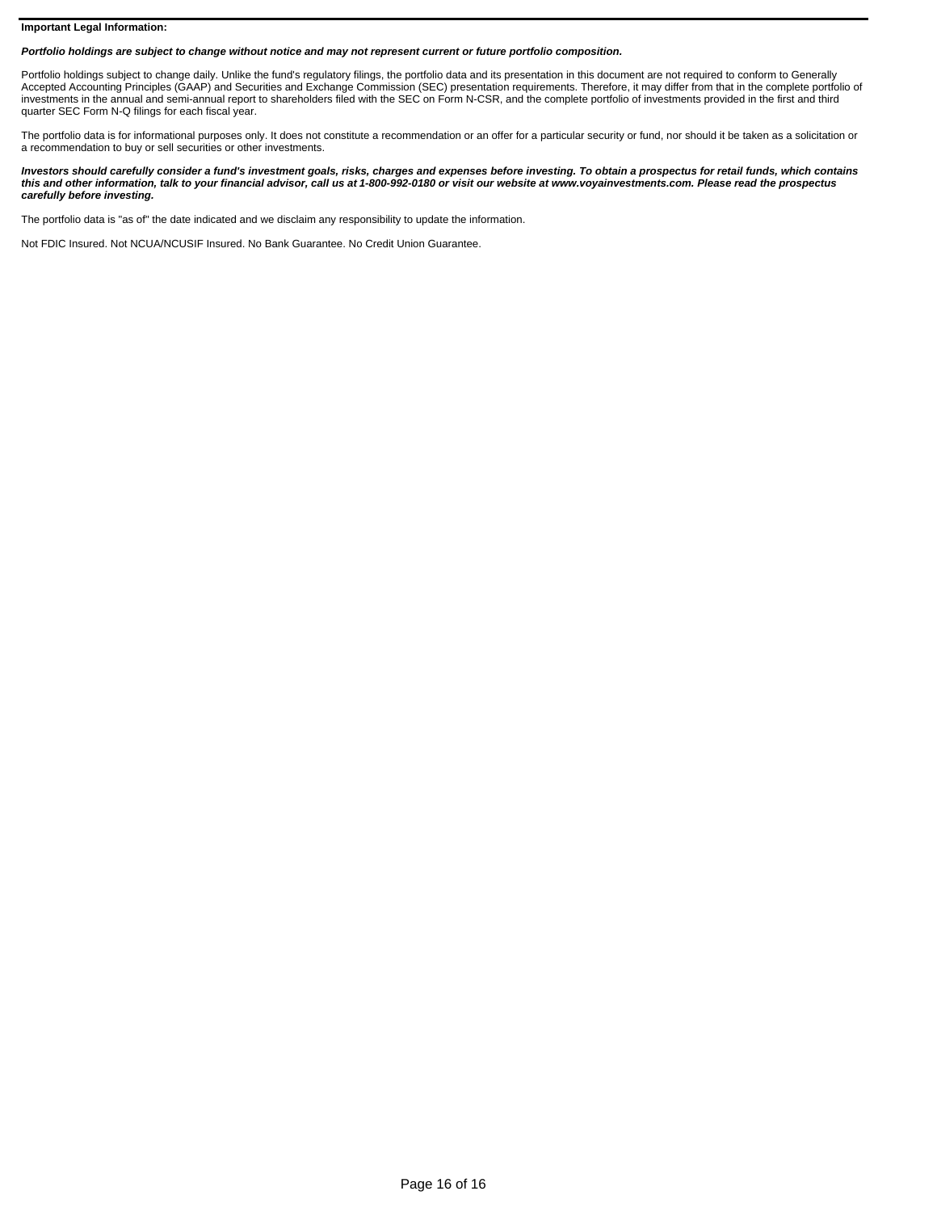**Important Legal Information:**

***Portfolio holdings are subject to change without notice and may not represent current or future portfolio composition.***

Portfolio holdings subject to change daily. Unlike the fund's regulatory filings, the portfolio data and its presentation in this document are not required to conform to Generally Accepted Accounting Principles (GAAP) and Securities and Exchange Commission (SEC) presentation requirements. Therefore, it may differ from that in the complete portfolio of investments in the annual and semi-annual report to shareholders filed with the SEC on Form N-CSR, and the complete portfolio of investments provided in the first and third quarter SEC Form N-Q filings for each fiscal year.

The portfolio data is for informational purposes only. It does not constitute a recommendation or an offer for a particular security or fund, nor should it be taken as a solicitation or a recommendation to buy or sell securities or other investments.

***Investors should carefully consider a fund's investment goals, risks, charges and expenses before investing. To obtain a prospectus for retail funds, which contains this and other information, talk to your financial advisor, call us at 1-800-992-0180 or visit our website at www.voyainvestments.com. Please read the prospectus carefully before investing.***

The portfolio data is "as of" the date indicated and we disclaim any responsibility to update the information.

Not FDIC Insured. Not NCUA/NCUSIF Insured. No Bank Guarantee. No Credit Union Guarantee.